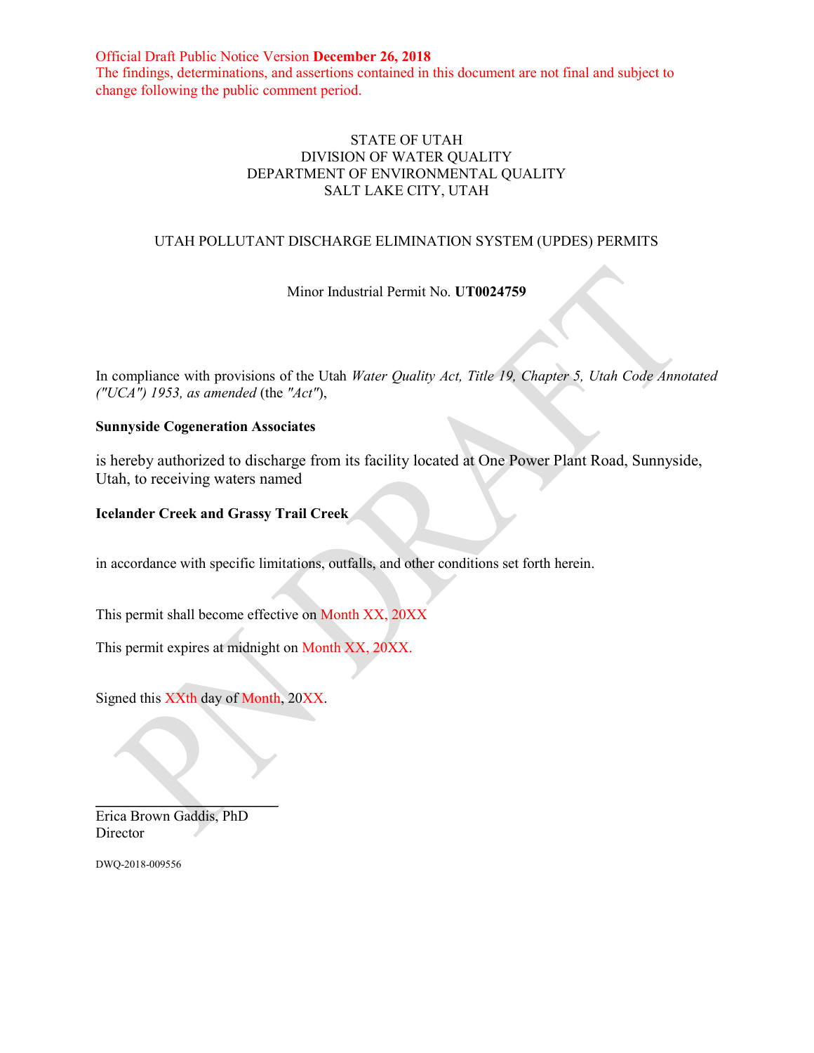Official Draft Public Notice Version **December 26, 2018**
The findings, determinations, and assertions contained in this document are not final and subject to change following the public comment period.

STATE OF UTAH
DIVISION OF WATER QUALITY
DEPARTMENT OF ENVIRONMENTAL QUALITY
SALT LAKE CITY, UTAH

UTAH POLLUTANT DISCHARGE ELIMINATION SYSTEM (UPDES) PERMITS

Minor Industrial Permit No. **UT0024759**

In compliance with provisions of the Utah *Water Quality Act, Title 19, Chapter 5, Utah Code Annotated ("UCA") 1953, as amended* (the *"Act"*),

**Sunnyside Cogeneration Associates**

is hereby authorized to discharge from its facility located at One Power Plant Road, Sunnyside, Utah, to receiving waters named

**Icelander Creek and Grassy Trail Creek**

in accordance with specific limitations, outfalls, and other conditions set forth herein.

This permit shall become effective on Month XX, 20XX

This permit expires at midnight on Month XX, 20XX.

Signed this XXth day of Month, 20XX.

\_\_\_\_\_\_\_\_\_\_\_\_\_\_\_\_\_\_\_\_\_\_\_\_\_\_
Erica Brown Gaddis, PhD
Director

DWQ-2018-009556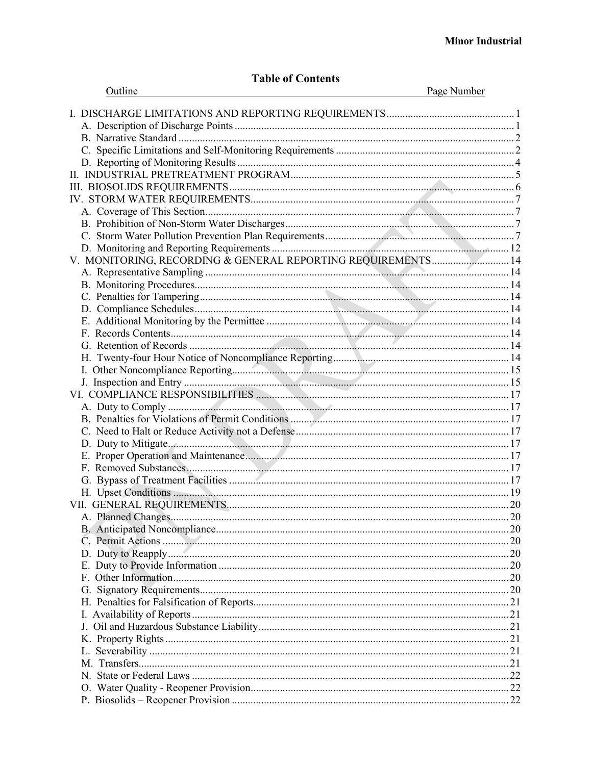## Table of Contents

| Outline | Page Number |
|---|---|
| I. DISCHARGE LIMITATIONS AND REPORTING REQUIREMENTS | 1 |
| A. Description of Discharge Points | 1 |
| B. Narrative Standard | 2 |
| C. Specific Limitations and Self-Monitoring Requirements | 2 |
| D. Reporting of Monitoring Results | 4 |
| II. INDUSTRIAL PRETREATMENT PROGRAM | 5 |
| III. BIOSOLIDS REQUIREMENTS | 6 |
| IV. STORM WATER REQUIREMENTS | 7 |
| A. Coverage of This Section | 7 |
| B. Prohibition of Non-Storm Water Discharges | 7 |
| C. Storm Water Pollution Prevention Plan Requirements | 7 |
| D. Monitoring and Reporting Requirements | 12 |
| V. MONITORING, RECORDING & GENERAL REPORTING REQUIREMENTS | 14 |
| A. Representative Sampling | 14 |
| B. Monitoring Procedures | 14 |
| C. Penalties for Tampering | 14 |
| D. Compliance Schedules | 14 |
| E. Additional Monitoring by the Permittee | 14 |
| F. Records Contents | 14 |
| G. Retention of Records | 14 |
| H. Twenty-four Hour Notice of Noncompliance Reporting | 14 |
| I. Other Noncompliance Reporting | 15 |
| J. Inspection and Entry | 15 |
| VI. COMPLIANCE RESPONSIBILITIES | 17 |
| A. Duty to Comply | 17 |
| B. Penalties for Violations of Permit Conditions | 17 |
| C. Need to Halt or Reduce Activity not a Defense | 17 |
| D. Duty to Mitigate | 17 |
| E. Proper Operation and Maintenance | 17 |
| F. Removed Substances | 17 |
| G. Bypass of Treatment Facilities | 17 |
| H. Upset Conditions | 19 |
| VII. GENERAL REQUIREMENTS | 20 |
| A. Planned Changes | 20 |
| B. Anticipated Noncompliance | 20 |
| C. Permit Actions | 20 |
| D. Duty to Reapply | 20 |
| E. Duty to Provide Information | 20 |
| F. Other Information | 20 |
| G. Signatory Requirements | 20 |
| H. Penalties for Falsification of Reports | 21 |
| I. Availability of Reports | 21 |
| J. Oil and Hazardous Substance Liability | 21 |
| K. Property Rights | 21 |
| L. Severability | 21 |
| M. Transfers | 21 |
| N. State or Federal Laws | 22 |
| O. Water Quality - Reopener Provision | 22 |
| P. Biosolids – Reopener Provision | 22 |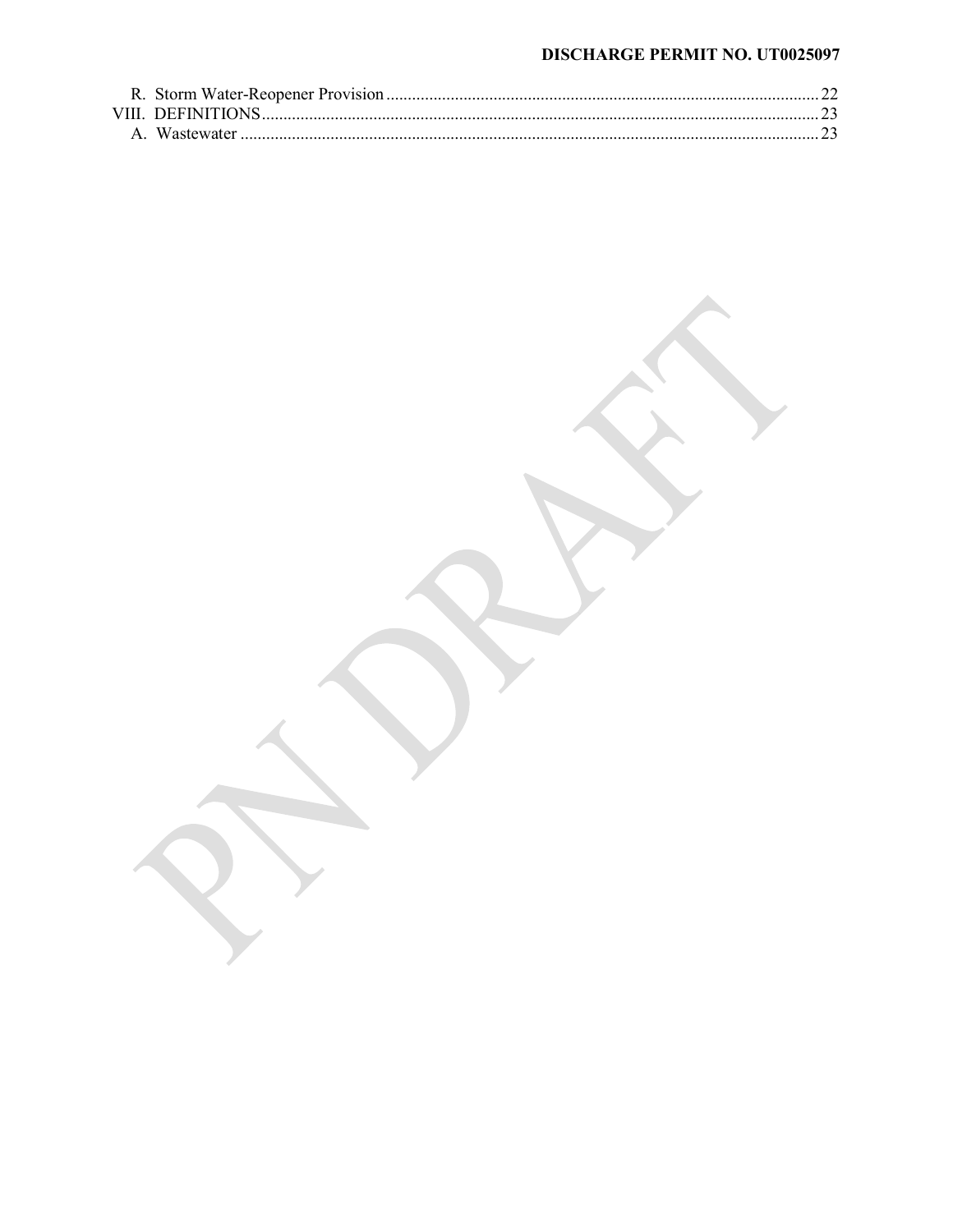R. Storm Water-Reopener Provision .................................................................................................... 22
VIII. DEFINITIONS ................................................................................................................................. 23
A. Wastewater ...................................................................................................................................... 23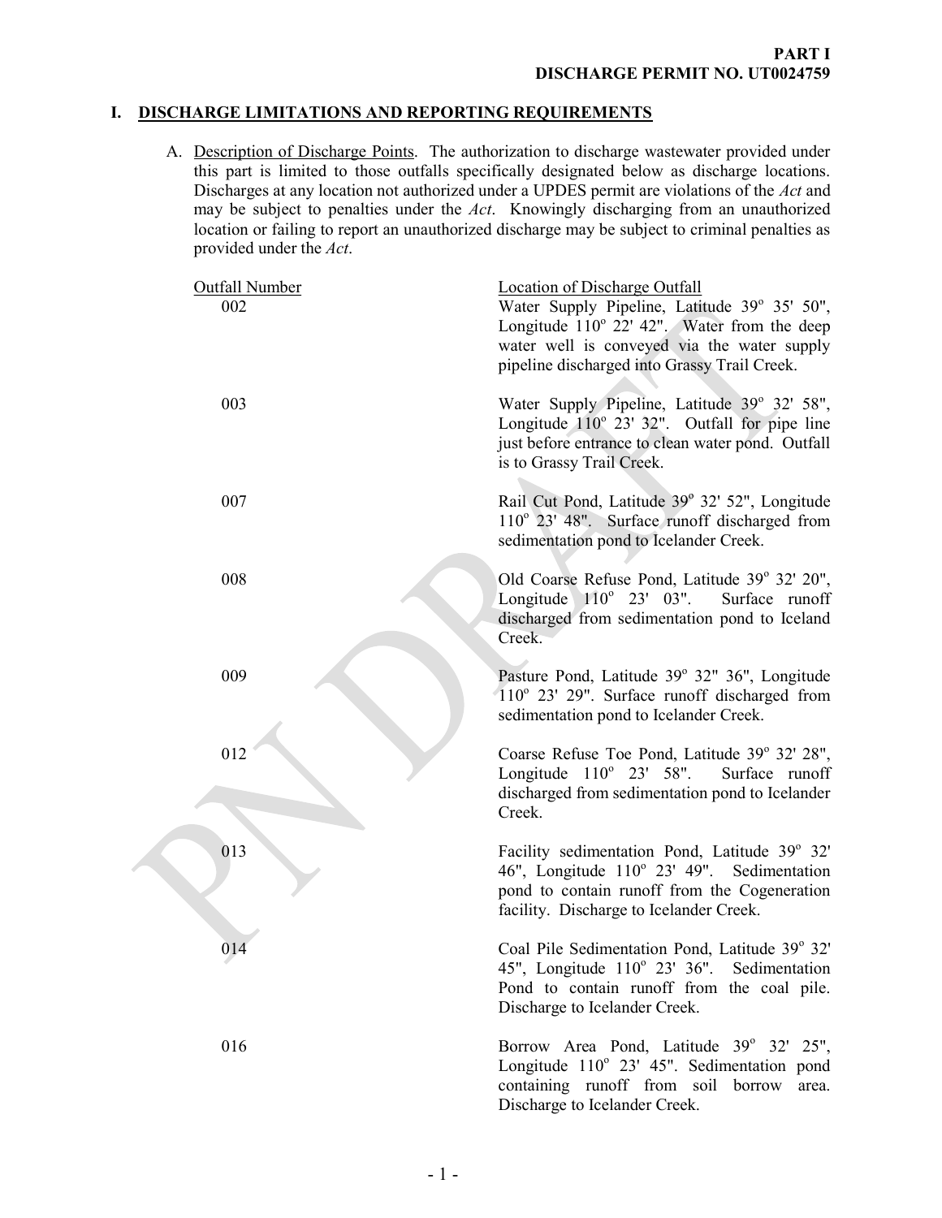**PART I**
**DISCHARGE PERMIT NO. UT0024759**

## I. DISCHARGE LIMITATIONS AND REPORTING REQUIREMENTS

A. Description of Discharge Points. The authorization to discharge wastewater provided under this part is limited to those outfalls specifically designated below as discharge locations. Discharges at any location not authorized under a UPDES permit are violations of the *Act* and may be subject to penalties under the *Act*. Knowingly discharging from an unauthorized location or failing to report an unauthorized discharge may be subject to criminal penalties as provided under the *Act*.

| Outfall Number | Location of Discharge Outfall |
|---|---|
| 002 | Water Supply Pipeline, Latitude 39° 35' 50", Longitude 110° 22' 42". Water from the deep water well is conveyed via the water supply pipeline discharged into Grassy Trail Creek. |
| 003 | Water Supply Pipeline, Latitude 39° 32' 58", Longitude 110° 23' 32". Outfall for pipe line just before entrance to clean water pond. Outfall is to Grassy Trail Creek. |
| 007 | Rail Cut Pond, Latitude 39° 32' 52", Longitude 110° 23' 48". Surface runoff discharged from sedimentation pond to Icelander Creek. |
| 008 | Old Coarse Refuse Pond, Latitude 39° 32' 20", Longitude 110° 23' 03". Surface runoff discharged from sedimentation pond to Iceland Creek. |
| 009 | Pasture Pond, Latitude 39° 32" 36", Longitude 110° 23' 29". Surface runoff discharged from sedimentation pond to Icelander Creek. |
| 012 | Coarse Refuse Toe Pond, Latitude 39° 32' 28", Longitude 110° 23' 58". Surface runoff discharged from sedimentation pond to Icelander Creek. |
| 013 | Facility sedimentation Pond, Latitude 39° 32' 46", Longitude 110° 23' 49". Sedimentation pond to contain runoff from the Cogeneration facility. Discharge to Icelander Creek. |
| 014 | Coal Pile Sedimentation Pond, Latitude 39° 32' 45", Longitude 110° 23' 36". Sedimentation Pond to contain runoff from the coal pile. Discharge to Icelander Creek. |
| 016 | Borrow Area Pond, Latitude 39° 32' 25", Longitude 110° 23' 45". Sedimentation pond containing runoff from soil borrow area. Discharge to Icelander Creek. |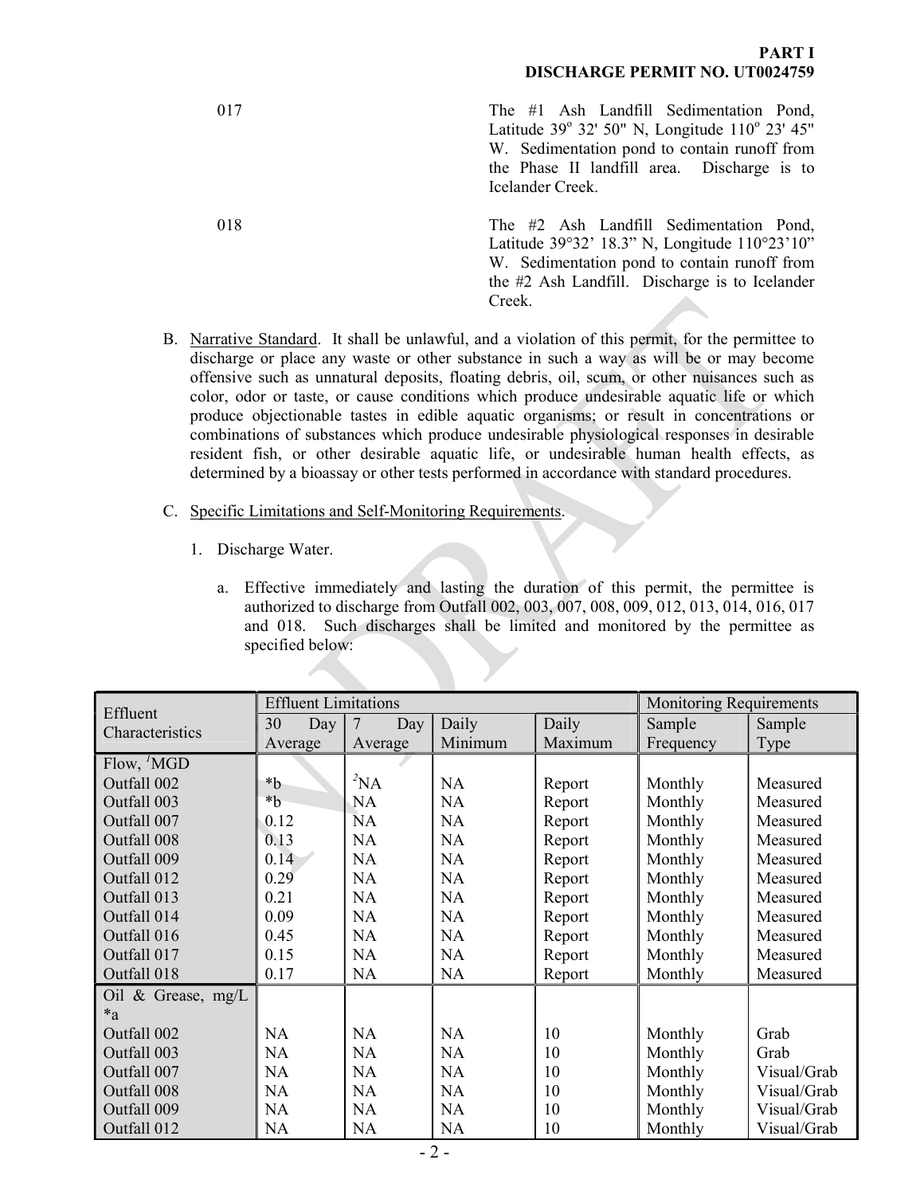017 The #1 Ash Landfill Sedimentation Pond, Latitude 39° 32' 50" N, Longitude 110° 23' 45" W. Sedimentation pond to contain runoff from the Phase II landfill area. Discharge is to Icelander Creek.

018 The #2 Ash Landfill Sedimentation Pond, Latitude 39°32' 18.3" N, Longitude 110°23'10" W. Sedimentation pond to contain runoff from the #2 Ash Landfill. Discharge is to Icelander Creek.

B. Narrative Standard. It shall be unlawful, and a violation of this permit, for the permittee to discharge or place any waste or other substance in such a way as will be or may become offensive such as unnatural deposits, floating debris, oil, scum, or other nuisances such as color, odor or taste, or cause conditions which produce undesirable aquatic life or which produce objectionable tastes in edible aquatic organisms; or result in concentrations or combinations of substances which produce undesirable physiological responses in desirable resident fish, or other desirable aquatic life, or undesirable human health effects, as determined by a bioassay or other tests performed in accordance with standard procedures.

C. Specific Limitations and Self-Monitoring Requirements.

1. Discharge Water.

a. Effective immediately and lasting the duration of this permit, the permittee is authorized to discharge from Outfall 002, 003, 007, 008, 009, 012, 013, 014, 016, 017 and 018. Such discharges shall be limited and monitored by the permittee as specified below:

| Effluent Characteristics | Effluent Limitations | | | | Monitoring Requirements | |
|---|---|---|---|---|---|---|
| | 30 Day Average | 7 Day Average | Daily Minimum | Daily Maximum | Sample Frequency | Sample Type |
| Flow, [1]MGD | | | | | | |
| Outfall 002 | *b | [2]NA | NA | Report | Monthly | Measured |
| Outfall 003 | *b | NA | NA | Report | Monthly | Measured |
| Outfall 007 | 0.12 | NA | NA | Report | Monthly | Measured |
| Outfall 008 | 0.13 | NA | NA | Report | Monthly | Measured |
| Outfall 009 | 0.14 | NA | NA | Report | Monthly | Measured |
| Outfall 012 | 0.29 | NA | NA | Report | Monthly | Measured |
| Outfall 013 | 0.21 | NA | NA | Report | Monthly | Measured |
| Outfall 014 | 0.09 | NA | NA | Report | Monthly | Measured |
| Outfall 016 | 0.45 | NA | NA | Report | Monthly | Measured |
| Outfall 017 | 0.15 | NA | NA | Report | Monthly | Measured |
| Outfall 018 | 0.17 | NA | NA | Report | Monthly | Measured |
| Oil & Grease, mg/L *a | | | | | | |
| Outfall 002 | NA | NA | NA | 10 | Monthly | Grab |
| Outfall 003 | NA | NA | NA | 10 | Monthly | Grab |
| Outfall 007 | NA | NA | NA | 10 | Monthly | Visual/Grab |
| Outfall 008 | NA | NA | NA | 10 | Monthly | Visual/Grab |
| Outfall 009 | NA | NA | NA | 10 | Monthly | Visual/Grab |
| Outfall 012 | NA | NA | NA | 10 | Monthly | Visual/Grab |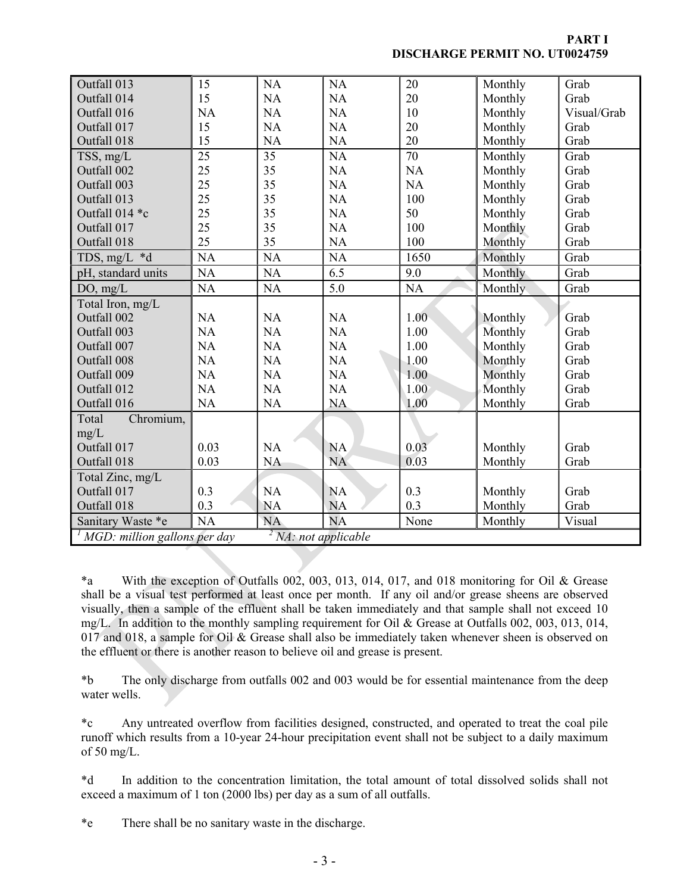| | | | | | | |
|---|---|---|---|---|---|---|
| Outfall 013 | 15 | NA | NA | 20 | Monthly | Grab |
| Outfall 014 | 15 | NA | NA | 20 | Monthly | Grab |
| Outfall 016 | NA | NA | NA | 10 | Monthly | Visual/Grab |
| Outfall 017 | 15 | NA | NA | 20 | Monthly | Grab |
| Outfall 018 | 15 | NA | NA | 20 | Monthly | Grab |
| TSS, mg/L | 25 | 35 | NA | 70 | Monthly | Grab |
| Outfall 002 | 25 | 35 | NA | NA | Monthly | Grab |
| Outfall 003 | 25 | 35 | NA | NA | Monthly | Grab |
| Outfall 013 | 25 | 35 | NA | 100 | Monthly | Grab |
| Outfall 014 *c | 25 | 35 | NA | 50 | Monthly | Grab |
| Outfall 017 | 25 | 35 | NA | 100 | Monthly | Grab |
| Outfall 018 | 25 | 35 | NA | 100 | Monthly | Grab |
| TDS, mg/L *d | NA | NA | NA | 1650 | Monthly | Grab |
| pH, standard units | NA | NA | 6.5 | 9.0 | Monthly | Grab |
| DO, mg/L | NA | NA | 5.0 | NA | Monthly | Grab |
| Total Iron, mg/L | | | | | | |
| Outfall 002 | NA | NA | NA | 1.00 | Monthly | Grab |
| Outfall 003 | NA | NA | NA | 1.00 | Monthly | Grab |
| Outfall 007 | NA | NA | NA | 1.00 | Monthly | Grab |
| Outfall 008 | NA | NA | NA | 1.00 | Monthly | Grab |
| Outfall 009 | NA | NA | NA | 1.00 | Monthly | Grab |
| Outfall 012 | NA | NA | NA | 1.00 | Monthly | Grab |
| Outfall 016 | NA | NA | NA | 1.00 | Monthly | Grab |
| Total Chromium, mg/L | | | | | | |
| Outfall 017 | 0.03 | NA | NA | 0.03 | Monthly | Grab |
| Outfall 018 | 0.03 | NA | NA | 0.03 | Monthly | Grab |
| Total Zinc, mg/L | | | | | | |
| Outfall 017 | 0.3 | NA | NA | 0.3 | Monthly | Grab |
| Outfall 018 | 0.3 | NA | NA | 0.3 | Monthly | Grab |
| Sanitary Waste *e | NA | NA | NA | None | Monthly | Visual |
| [1] MGD: million gallons per day | [2] NA: not applicable | | | | | |

*a With the exception of Outfalls 002, 003, 013, 014, 017, and 018 monitoring for Oil & Grease shall be a visual test performed at least once per month. If any oil and/or grease sheens are observed visually, then a sample of the effluent shall be taken immediately and that sample shall not exceed 10 mg/L. In addition to the monthly sampling requirement for Oil & Grease at Outfalls 002, 003, 013, 014, 017 and 018, a sample for Oil & Grease shall also be immediately taken whenever sheen is observed on the effluent or there is another reason to believe oil and grease is present.

*b The only discharge from outfalls 002 and 003 would be for essential maintenance from the deep water wells.

*c Any untreated overflow from facilities designed, constructed, and operated to treat the coal pile runoff which results from a 10-year 24-hour precipitation event shall not be subject to a daily maximum of 50 mg/L.

*d In addition to the concentration limitation, the total amount of total dissolved solids shall not exceed a maximum of 1 ton (2000 lbs) per day as a sum of all outfalls.

*e There shall be no sanitary waste in the discharge.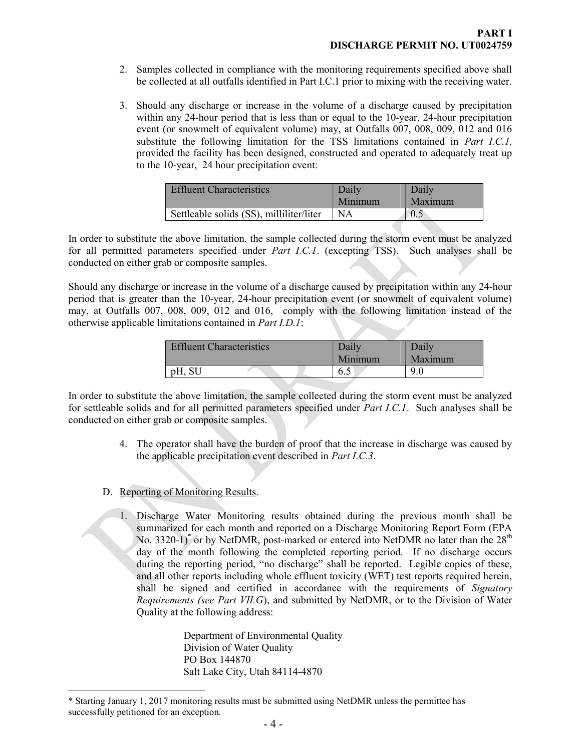2. Samples collected in compliance with the monitoring requirements specified above shall be collected at all outfalls identified in Part I.C.1 prior to mixing with the receiving water.

3. Should any discharge or increase in the volume of a discharge caused by precipitation within any 24-hour period that is less than or equal to the 10-year, 24-hour precipitation event (or snowmelt of equivalent volume) may, at Outfalls 007, 008, 009, 012 and 016 substitute the following limitation for the TSS limitations contained in *Part I.C.1,* provided the facility has been designed, constructed and operated to adequately treat up to the 10-year, 24 hour precipitation event:

| Effluent Characteristics | Daily Minimum | Daily Maximum |
|---|---|---|
| Settleable solids (SS), milliliter/liter | NA | 0.5 |

In order to substitute the above limitation, the sample collected during the storm event must be analyzed for all permitted parameters specified under *Part I.C.1*. (excepting TSS). Such analyses shall be conducted on either grab or composite samples.

Should any discharge or increase in the volume of a discharge caused by precipitation within any 24-hour period that is greater than the 10-year, 24-hour precipitation event (or snowmelt of equivalent volume) may, at Outfalls 007, 008, 009, 012 and 016, comply with the following limitation instead of the otherwise applicable limitations contained in *Part I.D.1*:

| Effluent Characteristics | Daily Minimum | Daily Maximum |
|---|---|---|
| pH, SU | 6.5 | 9.0 |

In order to substitute the above limitation, the sample collected during the storm event must be analyzed for settleable solids and for all permitted parameters specified under *Part I.C.1*. Such analyses shall be conducted on either grab or composite samples.

4. The operator shall have the burden of proof that the increase in discharge was caused by the applicable precipitation event described in *Part I.C.3*.

D. Reporting of Monitoring Results.

1. Discharge Water Monitoring results obtained during the previous month shall be summarized for each month and reported on a Discharge Monitoring Report Form (EPA No. 3320-1)* or by NetDMR, post-marked or entered into NetDMR no later than the 28th day of the month following the completed reporting period. If no discharge occurs during the reporting period, "no discharge" shall be reported. Legible copies of these, and all other reports including whole effluent toxicity (WET) test reports required herein, shall be signed and certified in accordance with the requirements of *Signatory Requirements (see Part VII.G)*, and submitted by NetDMR, or to the Division of Water Quality at the following address:

   Department of Environmental Quality
   Division of Water Quality
   PO Box 144870
   Salt Lake City, Utah 84114-4870

* Starting January 1, 2017 monitoring results must be submitted using NetDMR unless the permittee has successfully petitioned for an exception.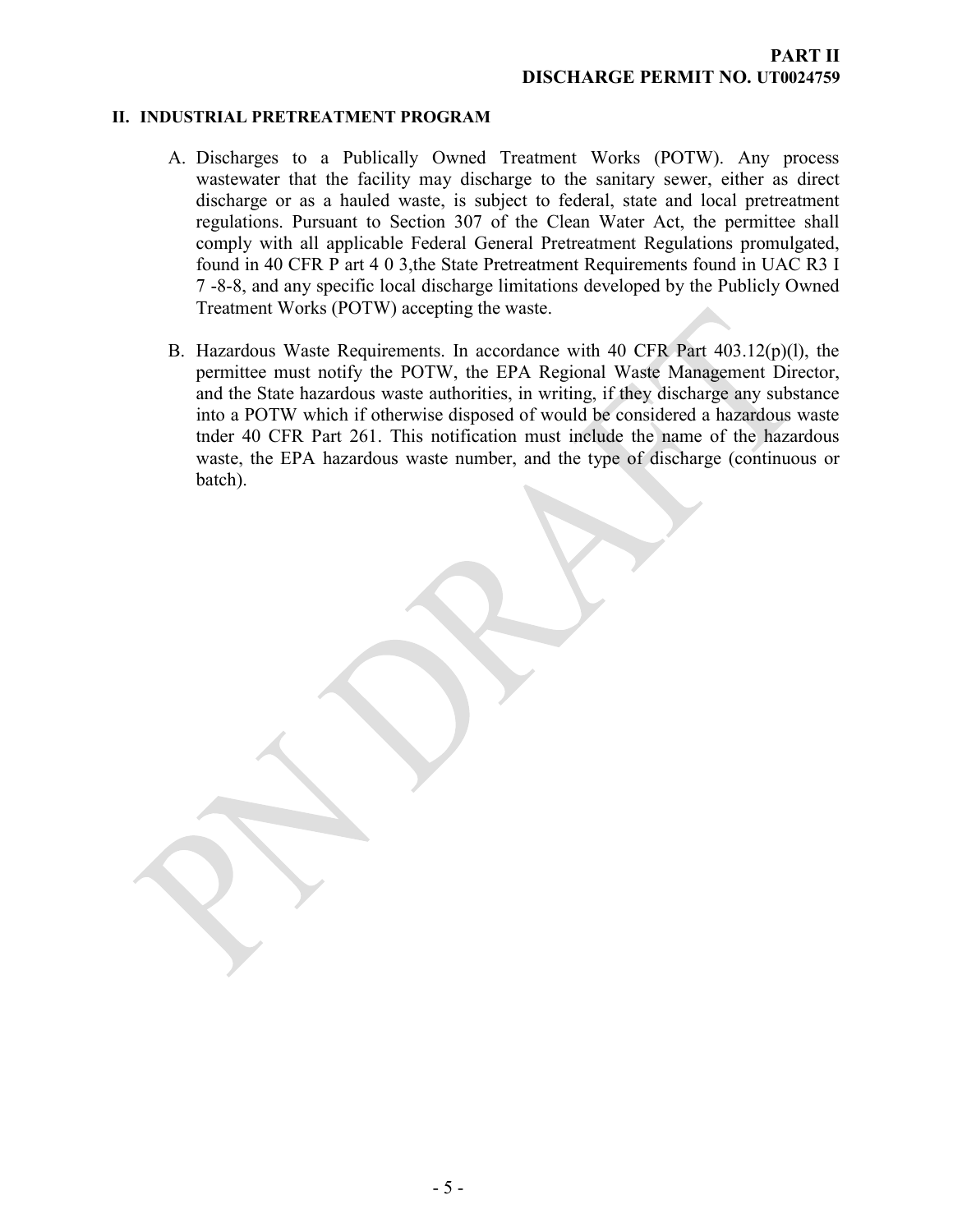## II. INDUSTRIAL PRETREATMENT PROGRAM

A. Discharges to a Publically Owned Treatment Works (POTW). Any process wastewater that the facility may discharge to the sanitary sewer, either as direct discharge or as a hauled waste, is subject to federal, state and local pretreatment regulations. Pursuant to Section 307 of the Clean Water Act, the permittee shall comply with all applicable Federal General Pretreatment Regulations promulgated, found in 40 CFR P art 4 0 3,the State Pretreatment Requirements found in UAC R3 I 7 -8-8, and any specific local discharge limitations developed by the Publicly Owned Treatment Works (POTW) accepting the waste.

B. Hazardous Waste Requirements. In accordance with 40 CFR Part 403.12(p)(l), the permittee must notify the POTW, the EPA Regional Waste Management Director, and the State hazardous waste authorities, in writing, if they discharge any substance into a POTW which if otherwise disposed of would be considered a hazardous waste tnder 40 CFR Part 261. This notification must include the name of the hazardous waste, the EPA hazardous waste number, and the type of discharge (continuous or batch).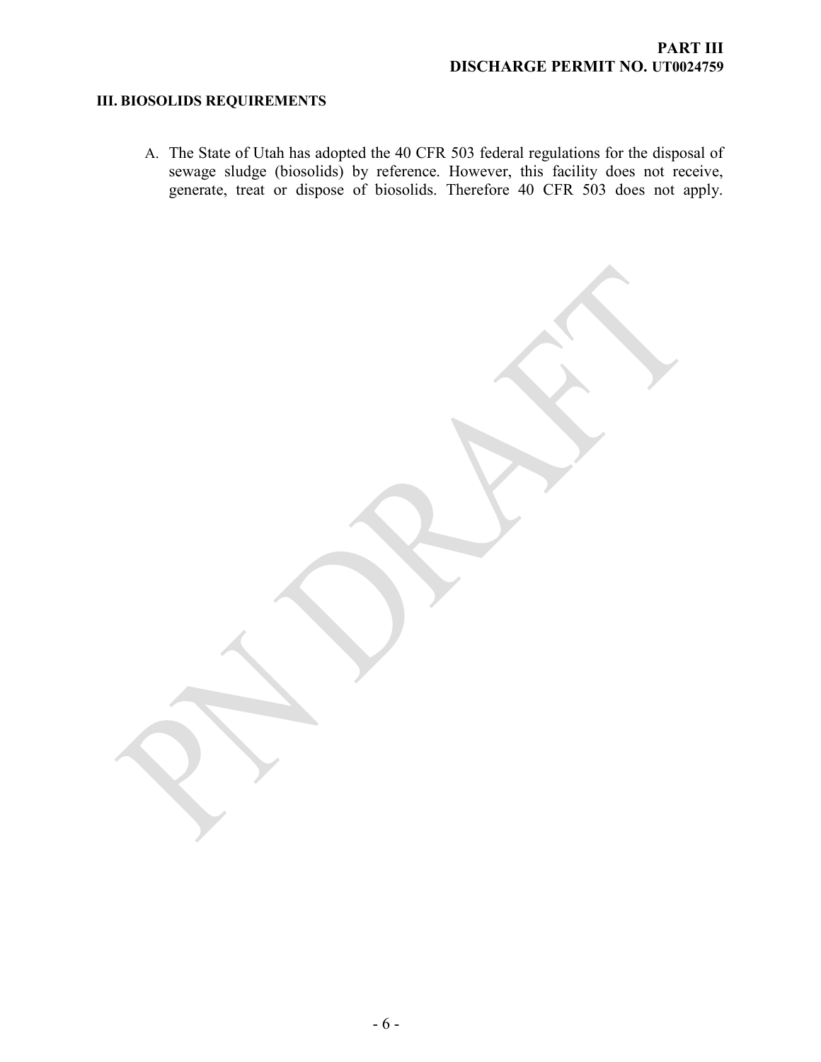### III. BIOSOLIDS REQUIREMENTS

A. The State of Utah has adopted the 40 CFR 503 federal regulations for the disposal of sewage sludge (biosolids) by reference. However, this facility does not receive, generate, treat or dispose of biosolids. Therefore 40 CFR 503 does not apply.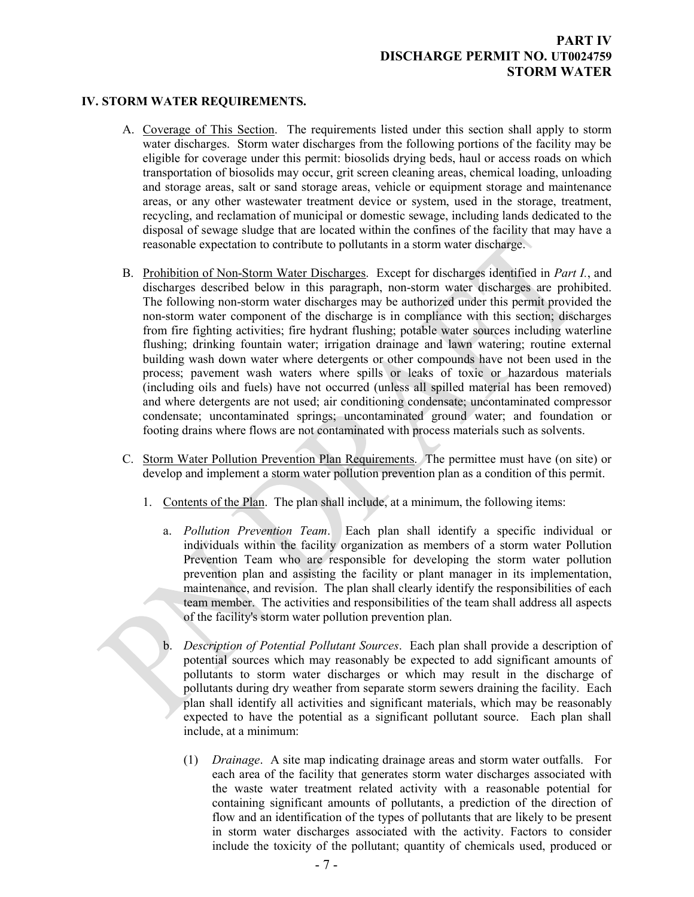**PART IV**
**DISCHARGE PERMIT NO. UT0024759**
**STORM WATER**

## IV. STORM WATER REQUIREMENTS.

A. Coverage of This Section. The requirements listed under this section shall apply to storm water discharges. Storm water discharges from the following portions of the facility may be eligible for coverage under this permit: biosolids drying beds, haul or access roads on which transportation of biosolids may occur, grit screen cleaning areas, chemical loading, unloading and storage areas, salt or sand storage areas, vehicle or equipment storage and maintenance areas, or any other wastewater treatment device or system, used in the storage, treatment, recycling, and reclamation of municipal or domestic sewage, including lands dedicated to the disposal of sewage sludge that are located within the confines of the facility that may have a reasonable expectation to contribute to pollutants in a storm water discharge.

B. Prohibition of Non-Storm Water Discharges. Except for discharges identified in *Part I.*, and discharges described below in this paragraph, non-storm water discharges are prohibited. The following non-storm water discharges may be authorized under this permit provided the non-storm water component of the discharge is in compliance with this section; discharges from fire fighting activities; fire hydrant flushing; potable water sources including waterline flushing; drinking fountain water; irrigation drainage and lawn watering; routine external building wash down water where detergents or other compounds have not been used in the process; pavement wash waters where spills or leaks of toxic or hazardous materials (including oils and fuels) have not occurred (unless all spilled material has been removed) and where detergents are not used; air conditioning condensate; uncontaminated compressor condensate; uncontaminated springs; uncontaminated ground water; and foundation or footing drains where flows are not contaminated with process materials such as solvents.

C. Storm Water Pollution Prevention Plan Requirements. The permittee must have (on site) or develop and implement a storm water pollution prevention plan as a condition of this permit.

   1. Contents of the Plan. The plan shall include, at a minimum, the following items:

      a. *Pollution Prevention Team*. Each plan shall identify a specific individual or individuals within the facility organization as members of a storm water Pollution Prevention Team who are responsible for developing the storm water pollution prevention plan and assisting the facility or plant manager in its implementation, maintenance, and revision. The plan shall clearly identify the responsibilities of each team member. The activities and responsibilities of the team shall address all aspects of the facility's storm water pollution prevention plan.

      b. *Description of Potential Pollutant Sources*. Each plan shall provide a description of potential sources which may reasonably be expected to add significant amounts of pollutants to storm water discharges or which may result in the discharge of pollutants during dry weather from separate storm sewers draining the facility. Each plan shall identify all activities and significant materials, which may be reasonably expected to have the potential as a significant pollutant source. Each plan shall include, at a minimum:

         (1) *Drainage*. A site map indicating drainage areas and storm water outfalls. For each area of the facility that generates storm water discharges associated with the waste water treatment related activity with a reasonable potential for containing significant amounts of pollutants, a prediction of the direction of flow and an identification of the types of pollutants that are likely to be present in storm water discharges associated with the activity. Factors to consider include the toxicity of the pollutant; quantity of chemicals used, produced or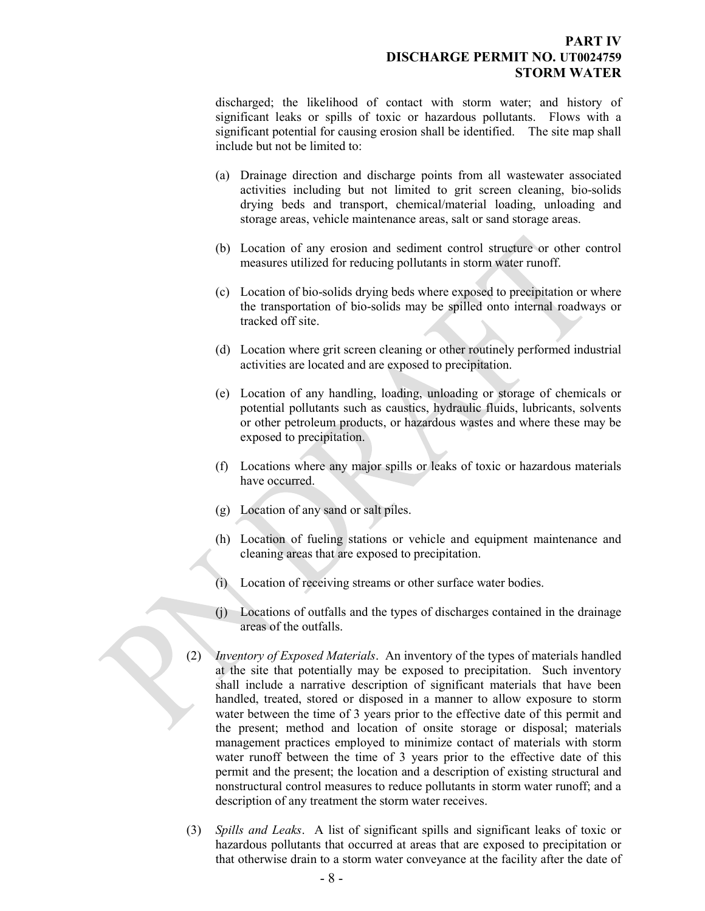discharged; the likelihood of contact with storm water; and history of significant leaks or spills of toxic or hazardous pollutants. Flows with a significant potential for causing erosion shall be identified. The site map shall include but not be limited to:

(a) Drainage direction and discharge points from all wastewater associated activities including but not limited to grit screen cleaning, bio-solids drying beds and transport, chemical/material loading, unloading and storage areas, vehicle maintenance areas, salt or sand storage areas.

(b) Location of any erosion and sediment control structure or other control measures utilized for reducing pollutants in storm water runoff.

(c) Location of bio-solids drying beds where exposed to precipitation or where the transportation of bio-solids may be spilled onto internal roadways or tracked off site.

(d) Location where grit screen cleaning or other routinely performed industrial activities are located and are exposed to precipitation.

(e) Location of any handling, loading, unloading or storage of chemicals or potential pollutants such as caustics, hydraulic fluids, lubricants, solvents or other petroleum products, or hazardous wastes and where these may be exposed to precipitation.

(f) Locations where any major spills or leaks of toxic or hazardous materials have occurred.

(g) Location of any sand or salt piles.

(h) Location of fueling stations or vehicle and equipment maintenance and cleaning areas that are exposed to precipitation.

(i) Location of receiving streams or other surface water bodies.

(j) Locations of outfalls and the types of discharges contained in the drainage areas of the outfalls.

(2) *Inventory of Exposed Materials*. An inventory of the types of materials handled at the site that potentially may be exposed to precipitation. Such inventory shall include a narrative description of significant materials that have been handled, treated, stored or disposed in a manner to allow exposure to storm water between the time of 3 years prior to the effective date of this permit and the present; method and location of onsite storage or disposal; materials management practices employed to minimize contact of materials with storm water runoff between the time of 3 years prior to the effective date of this permit and the present; the location and a description of existing structural and nonstructural control measures to reduce pollutants in storm water runoff; and a description of any treatment the storm water receives.

(3) *Spills and Leaks*. A list of significant spills and significant leaks of toxic or hazardous pollutants that occurred at areas that are exposed to precipitation or that otherwise drain to a storm water conveyance at the facility after the date of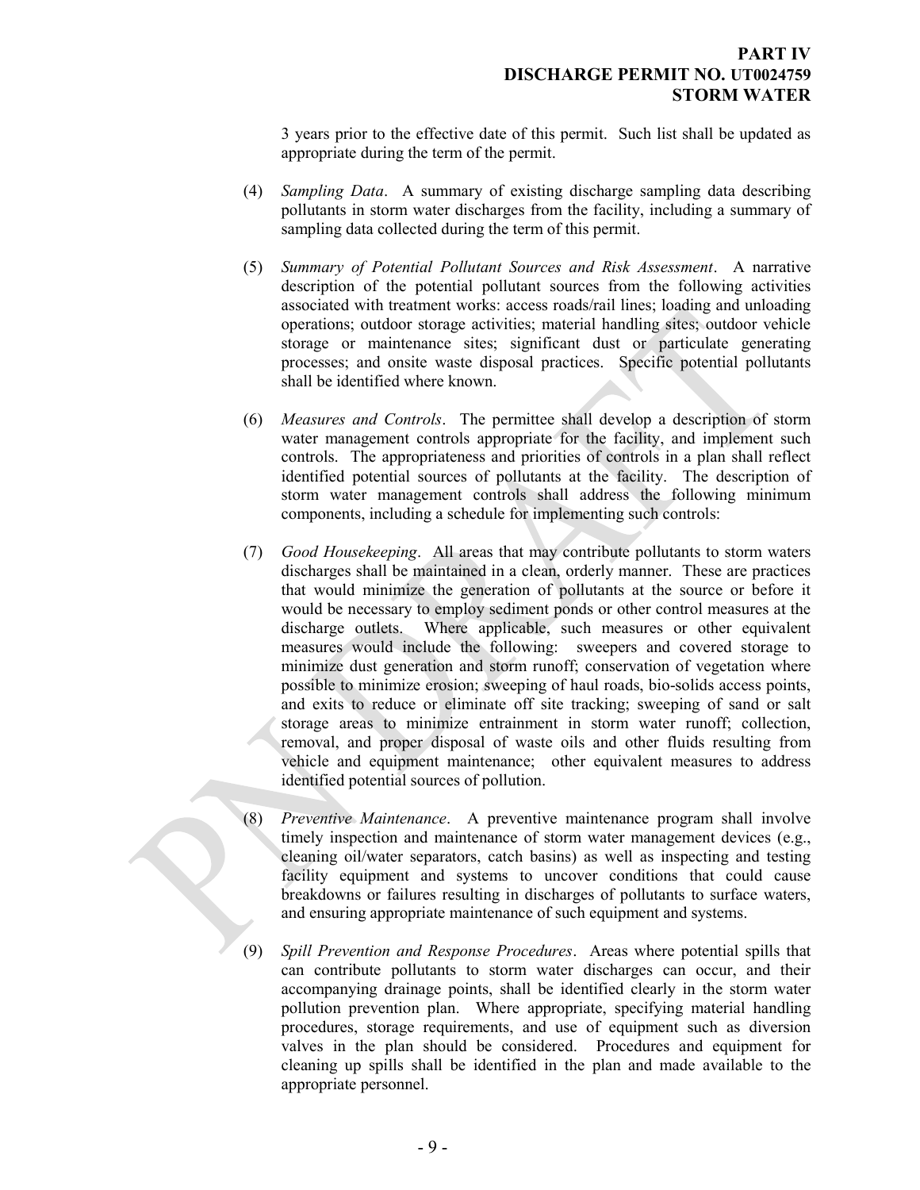3 years prior to the effective date of this permit. Such list shall be updated as appropriate during the term of the permit.

(4) *Sampling Data*. A summary of existing discharge sampling data describing pollutants in storm water discharges from the facility, including a summary of sampling data collected during the term of this permit.

(5) *Summary of Potential Pollutant Sources and Risk Assessment*. A narrative description of the potential pollutant sources from the following activities associated with treatment works: access roads/rail lines; loading and unloading operations; outdoor storage activities; material handling sites; outdoor vehicle storage or maintenance sites; significant dust or particulate generating processes; and onsite waste disposal practices. Specific potential pollutants shall be identified where known.

(6) *Measures and Controls*. The permittee shall develop a description of storm water management controls appropriate for the facility, and implement such controls. The appropriateness and priorities of controls in a plan shall reflect identified potential sources of pollutants at the facility. The description of storm water management controls shall address the following minimum components, including a schedule for implementing such controls:

(7) *Good Housekeeping*. All areas that may contribute pollutants to storm waters discharges shall be maintained in a clean, orderly manner. These are practices that would minimize the generation of pollutants at the source or before it would be necessary to employ sediment ponds or other control measures at the discharge outlets. Where applicable, such measures or other equivalent measures would include the following: sweepers and covered storage to minimize dust generation and storm runoff; conservation of vegetation where possible to minimize erosion; sweeping of haul roads, bio-solids access points, and exits to reduce or eliminate off site tracking; sweeping of sand or salt storage areas to minimize entrainment in storm water runoff; collection, removal, and proper disposal of waste oils and other fluids resulting from vehicle and equipment maintenance; other equivalent measures to address identified potential sources of pollution.

(8) *Preventive Maintenance*. A preventive maintenance program shall involve timely inspection and maintenance of storm water management devices (e.g., cleaning oil/water separators, catch basins) as well as inspecting and testing facility equipment and systems to uncover conditions that could cause breakdowns or failures resulting in discharges of pollutants to surface waters, and ensuring appropriate maintenance of such equipment and systems.

(9) *Spill Prevention and Response Procedures*. Areas where potential spills that can contribute pollutants to storm water discharges can occur, and their accompanying drainage points, shall be identified clearly in the storm water pollution prevention plan. Where appropriate, specifying material handling procedures, storage requirements, and use of equipment such as diversion valves in the plan should be considered. Procedures and equipment for cleaning up spills shall be identified in the plan and made available to the appropriate personnel.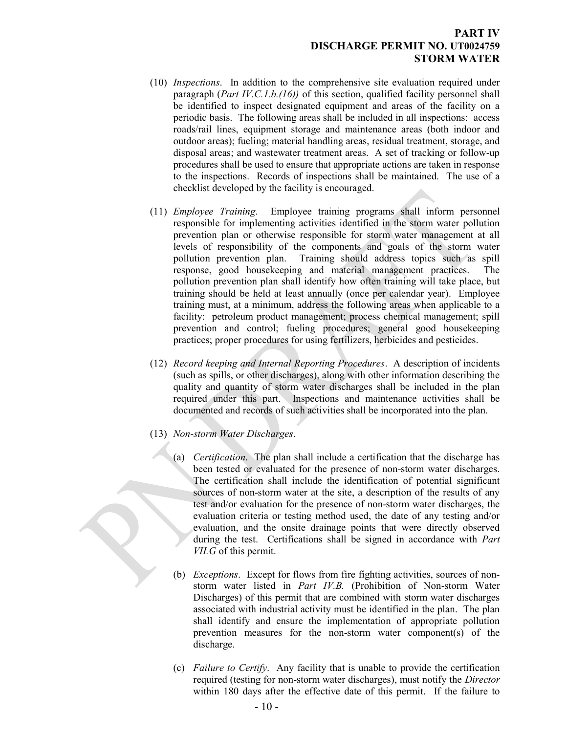(10) *Inspections*. In addition to the comprehensive site evaluation required under paragraph (*Part IV.C.1.b.(16)*) of this section, qualified facility personnel shall be identified to inspect designated equipment and areas of the facility on a periodic basis. The following areas shall be included in all inspections: access roads/rail lines, equipment storage and maintenance areas (both indoor and outdoor areas); fueling; material handling areas, residual treatment, storage, and disposal areas; and wastewater treatment areas. A set of tracking or follow-up procedures shall be used to ensure that appropriate actions are taken in response to the inspections. Records of inspections shall be maintained. The use of a checklist developed by the facility is encouraged.

(11) *Employee Training*. Employee training programs shall inform personnel responsible for implementing activities identified in the storm water pollution prevention plan or otherwise responsible for storm water management at all levels of responsibility of the components and goals of the storm water pollution prevention plan. Training should address topics such as spill response, good housekeeping and material management practices. The pollution prevention plan shall identify how often training will take place, but training should be held at least annually (once per calendar year). Employee training must, at a minimum, address the following areas when applicable to a facility: petroleum product management; process chemical management; spill prevention and control; fueling procedures; general good housekeeping practices; proper procedures for using fertilizers, herbicides and pesticides.

(12) *Record keeping and Internal Reporting Procedures*. A description of incidents (such as spills, or other discharges), along with other information describing the quality and quantity of storm water discharges shall be included in the plan required under this part. Inspections and maintenance activities shall be documented and records of such activities shall be incorporated into the plan.

(13) *Non-storm Water Discharges*.

(a) *Certification*. The plan shall include a certification that the discharge has been tested or evaluated for the presence of non-storm water discharges. The certification shall include the identification of potential significant sources of non-storm water at the site, a description of the results of any test and/or evaluation for the presence of non-storm water discharges, the evaluation criteria or testing method used, the date of any testing and/or evaluation, and the onsite drainage points that were directly observed during the test. Certifications shall be signed in accordance with *Part VII.G* of this permit.

(b) *Exceptions*. Except for flows from fire fighting activities, sources of non-storm water listed in *Part IV.B.* (Prohibition of Non-storm Water Discharges) of this permit that are combined with storm water discharges associated with industrial activity must be identified in the plan. The plan shall identify and ensure the implementation of appropriate pollution prevention measures for the non-storm water component(s) of the discharge.

(c) *Failure to Certify*. Any facility that is unable to provide the certification required (testing for non-storm water discharges), must notify the *Director* within 180 days after the effective date of this permit. If the failure to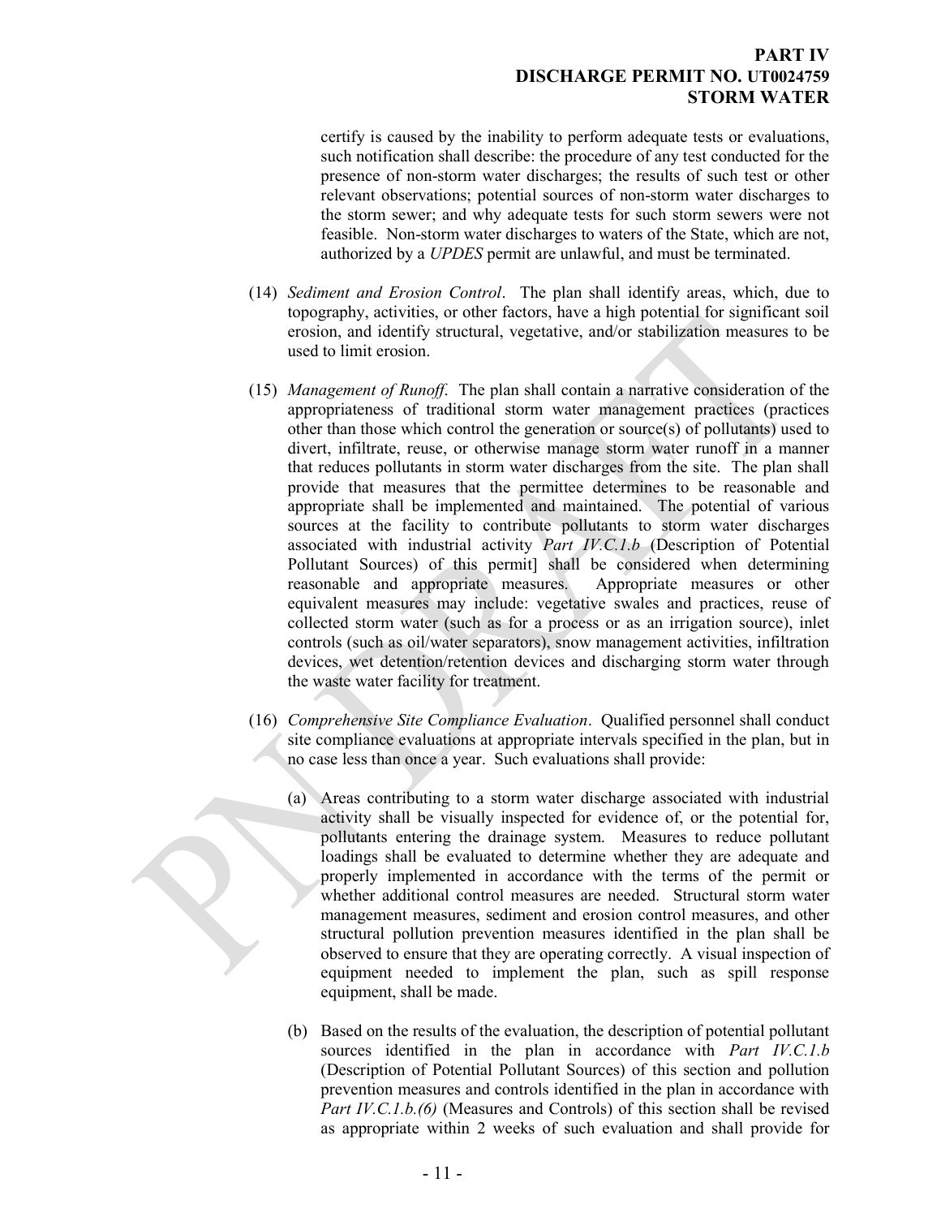certify is caused by the inability to perform adequate tests or evaluations, such notification shall describe: the procedure of any test conducted for the presence of non-storm water discharges; the results of such test or other relevant observations; potential sources of non-storm water discharges to the storm sewer; and why adequate tests for such storm sewers were not feasible. Non-storm water discharges to waters of the State, which are not, authorized by a *UPDES* permit are unlawful, and must be terminated.

(14) *Sediment and Erosion Control*. The plan shall identify areas, which, due to topography, activities, or other factors, have a high potential for significant soil erosion, and identify structural, vegetative, and/or stabilization measures to be used to limit erosion.

(15) *Management of Runoff*. The plan shall contain a narrative consideration of the appropriateness of traditional storm water management practices (practices other than those which control the generation or source(s) of pollutants) used to divert, infiltrate, reuse, or otherwise manage storm water runoff in a manner that reduces pollutants in storm water discharges from the site. The plan shall provide that measures that the permittee determines to be reasonable and appropriate shall be implemented and maintained. The potential of various sources at the facility to contribute pollutants to storm water discharges associated with industrial activity *Part IV.C.1.b* (Description of Potential Pollutant Sources) of this permit] shall be considered when determining reasonable and appropriate measures. Appropriate measures or other equivalent measures may include: vegetative swales and practices, reuse of collected storm water (such as for a process or as an irrigation source), inlet controls (such as oil/water separators), snow management activities, infiltration devices, wet detention/retention devices and discharging storm water through the waste water facility for treatment.

(16) *Comprehensive Site Compliance Evaluation*. Qualified personnel shall conduct site compliance evaluations at appropriate intervals specified in the plan, but in no case less than once a year. Such evaluations shall provide:

(a) Areas contributing to a storm water discharge associated with industrial activity shall be visually inspected for evidence of, or the potential for, pollutants entering the drainage system. Measures to reduce pollutant loadings shall be evaluated to determine whether they are adequate and properly implemented in accordance with the terms of the permit or whether additional control measures are needed. Structural storm water management measures, sediment and erosion control measures, and other structural pollution prevention measures identified in the plan shall be observed to ensure that they are operating correctly. A visual inspection of equipment needed to implement the plan, such as spill response equipment, shall be made.

(b) Based on the results of the evaluation, the description of potential pollutant sources identified in the plan in accordance with *Part IV.C.1.b* (Description of Potential Pollutant Sources) of this section and pollution prevention measures and controls identified in the plan in accordance with *Part IV.C.1.b.(6)* (Measures and Controls) of this section shall be revised as appropriate within 2 weeks of such evaluation and shall provide for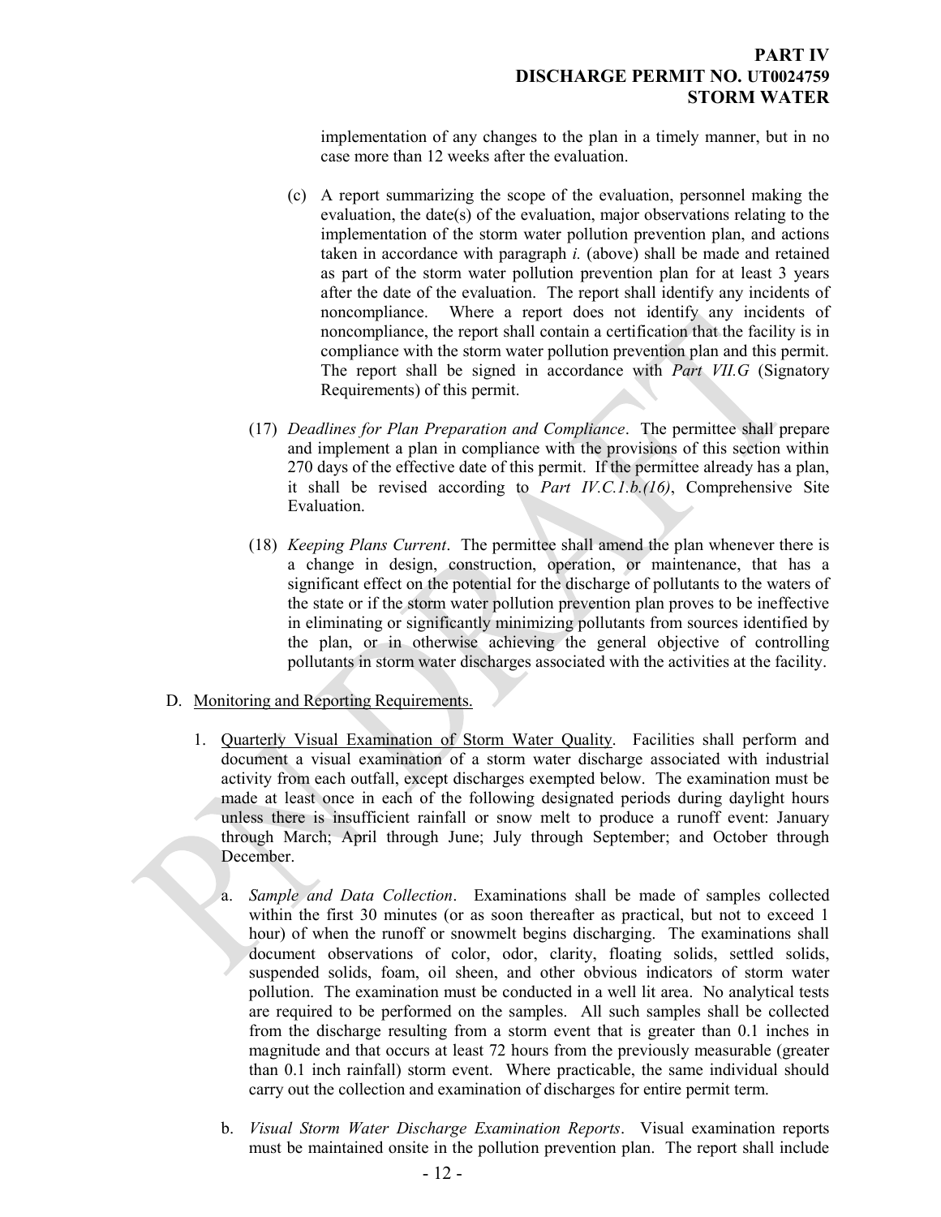implementation of any changes to the plan in a timely manner, but in no case more than 12 weeks after the evaluation.

(c) A report summarizing the scope of the evaluation, personnel making the evaluation, the date(s) of the evaluation, major observations relating to the implementation of the storm water pollution prevention plan, and actions taken in accordance with paragraph *i.* (above) shall be made and retained as part of the storm water pollution prevention plan for at least 3 years after the date of the evaluation. The report shall identify any incidents of noncompliance. Where a report does not identify any incidents of noncompliance, the report shall contain a certification that the facility is in compliance with the storm water pollution prevention plan and this permit. The report shall be signed in accordance with *Part VII.G* (Signatory Requirements) of this permit.

(17) *Deadlines for Plan Preparation and Compliance*. The permittee shall prepare and implement a plan in compliance with the provisions of this section within 270 days of the effective date of this permit. If the permittee already has a plan, it shall be revised according to *Part IV.C.1.b.(16)*, Comprehensive Site Evaluation.

(18) *Keeping Plans Current*. The permittee shall amend the plan whenever there is a change in design, construction, operation, or maintenance, that has a significant effect on the potential for the discharge of pollutants to the waters of the state or if the storm water pollution prevention plan proves to be ineffective in eliminating or significantly minimizing pollutants from sources identified by the plan, or in otherwise achieving the general objective of controlling pollutants in storm water discharges associated with the activities at the facility.

D. Monitoring and Reporting Requirements.

1. Quarterly Visual Examination of Storm Water Quality. Facilities shall perform and document a visual examination of a storm water discharge associated with industrial activity from each outfall, except discharges exempted below. The examination must be made at least once in each of the following designated periods during daylight hours unless there is insufficient rainfall or snow melt to produce a runoff event: January through March; April through June; July through September; and October through December.

   a. *Sample and Data Collection*. Examinations shall be made of samples collected within the first 30 minutes (or as soon thereafter as practical, but not to exceed 1 hour) of when the runoff or snowmelt begins discharging. The examinations shall document observations of color, odor, clarity, floating solids, settled solids, suspended solids, foam, oil sheen, and other obvious indicators of storm water pollution. The examination must be conducted in a well lit area. No analytical tests are required to be performed on the samples. All such samples shall be collected from the discharge resulting from a storm event that is greater than 0.1 inches in magnitude and that occurs at least 72 hours from the previously measurable (greater than 0.1 inch rainfall) storm event. Where practicable, the same individual should carry out the collection and examination of discharges for entire permit term.

   b. *Visual Storm Water Discharge Examination Reports*. Visual examination reports must be maintained onsite in the pollution prevention plan. The report shall include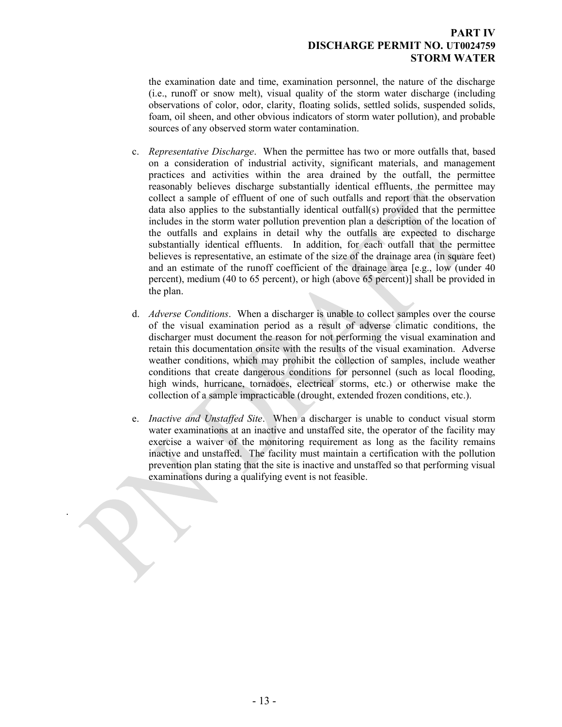the examination date and time, examination personnel, the nature of the discharge (i.e., runoff or snow melt), visual quality of the storm water discharge (including observations of color, odor, clarity, floating solids, settled solids, suspended solids, foam, oil sheen, and other obvious indicators of storm water pollution), and probable sources of any observed storm water contamination.

c. *Representative Discharge*. When the permittee has two or more outfalls that, based on a consideration of industrial activity, significant materials, and management practices and activities within the area drained by the outfall, the permittee reasonably believes discharge substantially identical effluents, the permittee may collect a sample of effluent of one of such outfalls and report that the observation data also applies to the substantially identical outfall(s) provided that the permittee includes in the storm water pollution prevention plan a description of the location of the outfalls and explains in detail why the outfalls are expected to discharge substantially identical effluents. In addition, for each outfall that the permittee believes is representative, an estimate of the size of the drainage area (in square feet) and an estimate of the runoff coefficient of the drainage area [e.g., low (under 40 percent), medium (40 to 65 percent), or high (above 65 percent)] shall be provided in the plan.

d. *Adverse Conditions*. When a discharger is unable to collect samples over the course of the visual examination period as a result of adverse climatic conditions, the discharger must document the reason for not performing the visual examination and retain this documentation onsite with the results of the visual examination. Adverse weather conditions, which may prohibit the collection of samples, include weather conditions that create dangerous conditions for personnel (such as local flooding, high winds, hurricane, tornadoes, electrical storms, etc.) or otherwise make the collection of a sample impracticable (drought, extended frozen conditions, etc.).

e. *Inactive and Unstaffed Site*. When a discharger is unable to conduct visual storm water examinations at an inactive and unstaffed site, the operator of the facility may exercise a waiver of the monitoring requirement as long as the facility remains inactive and unstaffed. The facility must maintain a certification with the pollution prevention plan stating that the site is inactive and unstaffed so that performing visual examinations during a qualifying event is not feasible.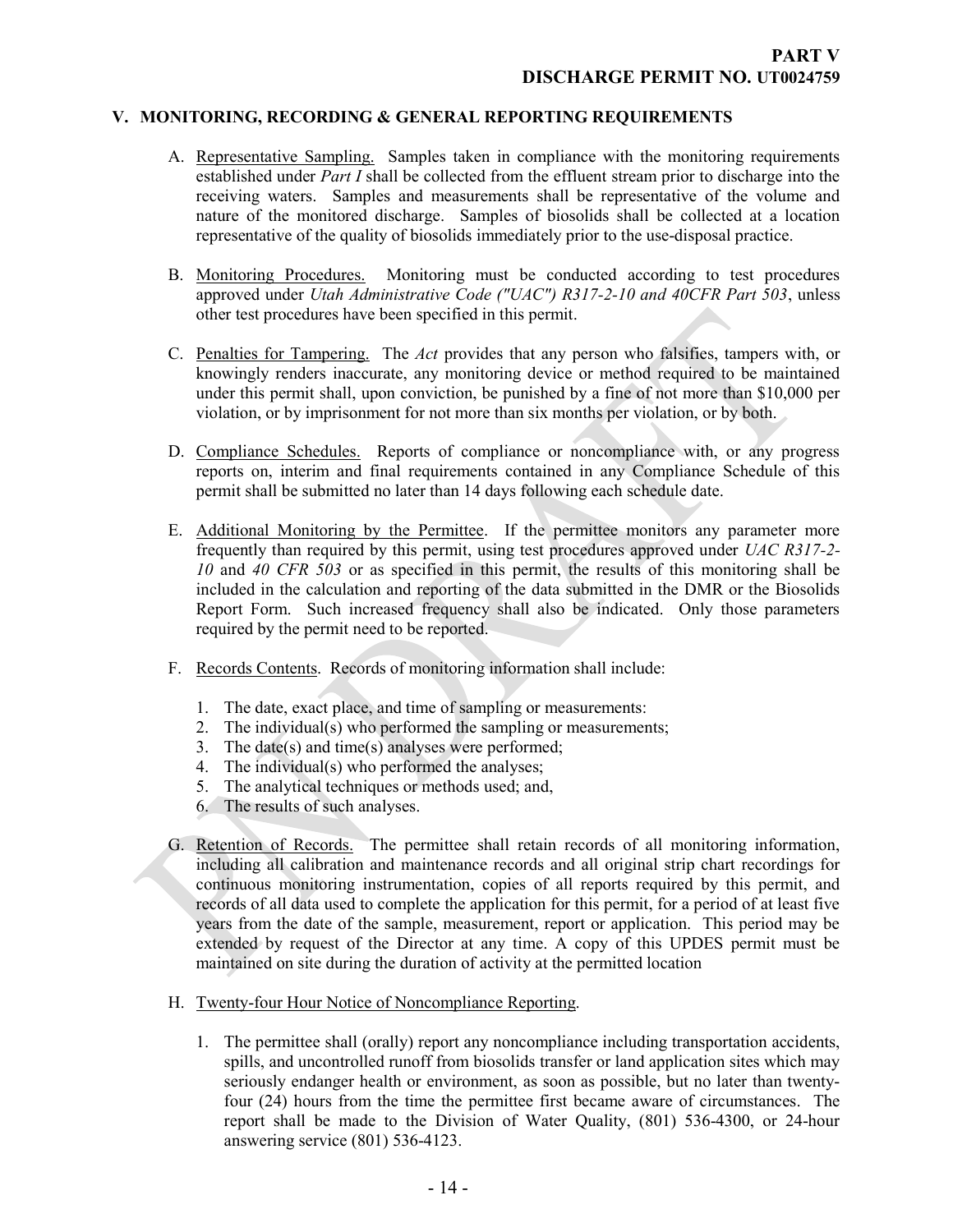## V. MONITORING, RECORDING & GENERAL REPORTING REQUIREMENTS

A. Representative Sampling. Samples taken in compliance with the monitoring requirements established under *Part I* shall be collected from the effluent stream prior to discharge into the receiving waters. Samples and measurements shall be representative of the volume and nature of the monitored discharge. Samples of biosolids shall be collected at a location representative of the quality of biosolids immediately prior to the use-disposal practice.

B. Monitoring Procedures. Monitoring must be conducted according to test procedures approved under *Utah Administrative Code ("UAC") R317-2-10 and 40CFR Part 503*, unless other test procedures have been specified in this permit.

C. Penalties for Tampering. The *Act* provides that any person who falsifies, tampers with, or knowingly renders inaccurate, any monitoring device or method required to be maintained under this permit shall, upon conviction, be punished by a fine of not more than $10,000 per violation, or by imprisonment for not more than six months per violation, or by both.

D. Compliance Schedules. Reports of compliance or noncompliance with, or any progress reports on, interim and final requirements contained in any Compliance Schedule of this permit shall be submitted no later than 14 days following each schedule date.

E. Additional Monitoring by the Permittee. If the permittee monitors any parameter more frequently than required by this permit, using test procedures approved under *UAC R317-2-10* and *40 CFR 503* or as specified in this permit, the results of this monitoring shall be included in the calculation and reporting of the data submitted in the DMR or the Biosolids Report Form. Such increased frequency shall also be indicated. Only those parameters required by the permit need to be reported.

F. Records Contents. Records of monitoring information shall include:

1. The date, exact place, and time of sampling or measurements:
2. The individual(s) who performed the sampling or measurements;
3. The date(s) and time(s) analyses were performed;
4. The individual(s) who performed the analyses;
5. The analytical techniques or methods used; and,
6. The results of such analyses.

G. Retention of Records. The permittee shall retain records of all monitoring information, including all calibration and maintenance records and all original strip chart recordings for continuous monitoring instrumentation, copies of all reports required by this permit, and records of all data used to complete the application for this permit, for a period of at least five years from the date of the sample, measurement, report or application. This period may be extended by request of the Director at any time. A copy of this UPDES permit must be maintained on site during the duration of activity at the permitted location

H. Twenty-four Hour Notice of Noncompliance Reporting.

1. The permittee shall (orally) report any noncompliance including transportation accidents, spills, and uncontrolled runoff from biosolids transfer or land application sites which may seriously endanger health or environment, as soon as possible, but no later than twenty-four (24) hours from the time the permittee first became aware of circumstances. The report shall be made to the Division of Water Quality, (801) 536-4300, or 24-hour answering service (801) 536-4123.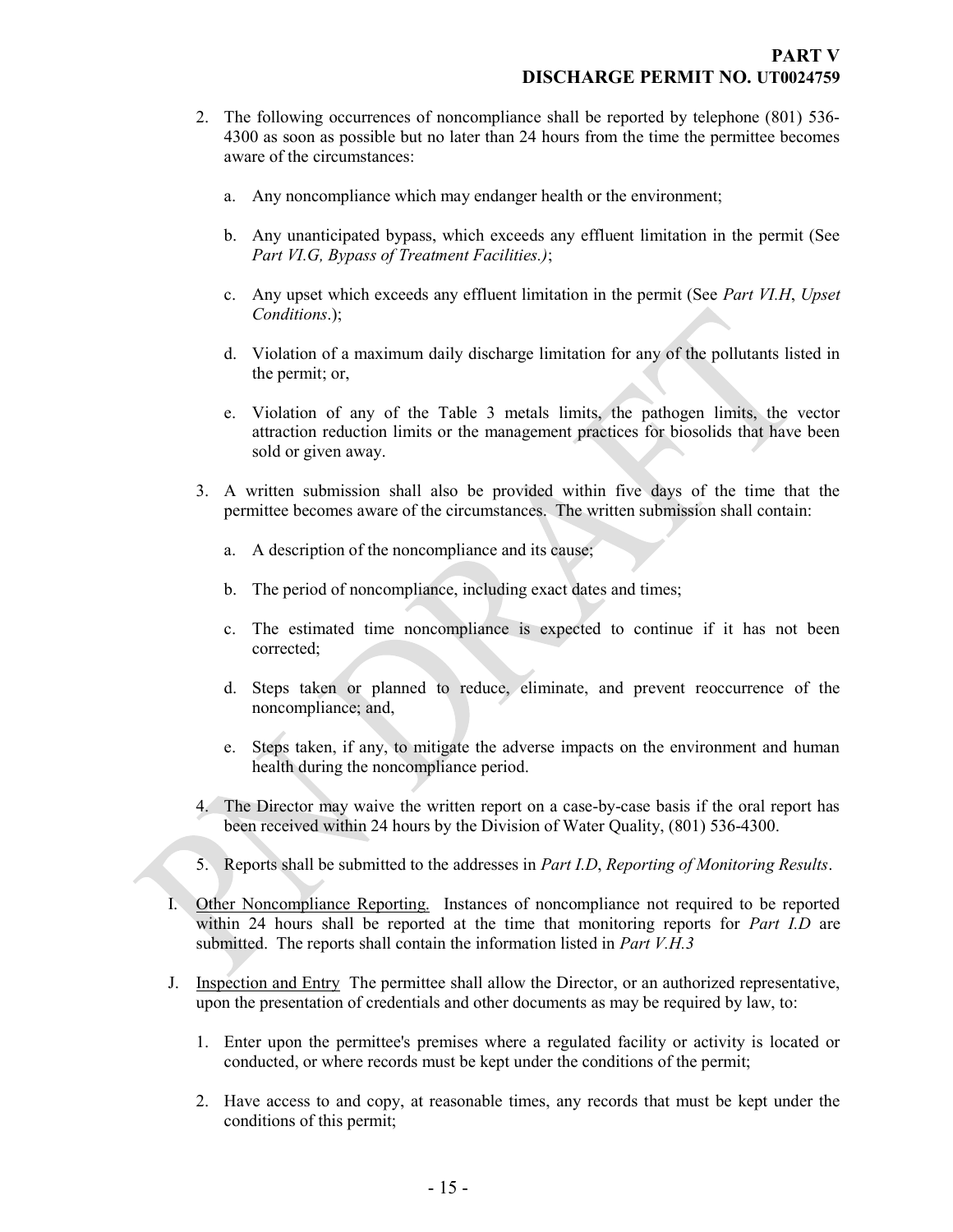2. The following occurrences of noncompliance shall be reported by telephone (801) 536-4300 as soon as possible but no later than 24 hours from the time the permittee becomes aware of the circumstances:

   a. Any noncompliance which may endanger health or the environment;

   b. Any unanticipated bypass, which exceeds any effluent limitation in the permit (See *Part VI.G, Bypass of Treatment Facilities.)*;

   c. Any upset which exceeds any effluent limitation in the permit (See *Part VI.H*, *Upset Conditions*.);

   d. Violation of a maximum daily discharge limitation for any of the pollutants listed in the permit; or,

   e. Violation of any of the Table 3 metals limits, the pathogen limits, the vector attraction reduction limits or the management practices for biosolids that have been sold or given away.

3. A written submission shall also be provided within five days of the time that the permittee becomes aware of the circumstances. The written submission shall contain:

   a. A description of the noncompliance and its cause;

   b. The period of noncompliance, including exact dates and times;

   c. The estimated time noncompliance is expected to continue if it has not been corrected;

   d. Steps taken or planned to reduce, eliminate, and prevent reoccurrence of the noncompliance; and,

   e. Steps taken, if any, to mitigate the adverse impacts on the environment and human health during the noncompliance period.

4. The Director may waive the written report on a case-by-case basis if the oral report has been received within 24 hours by the Division of Water Quality, (801) 536-4300.

5. Reports shall be submitted to the addresses in *Part I.D*, *Reporting of Monitoring Results*.

I. Other Noncompliance Reporting. Instances of noncompliance not required to be reported within 24 hours shall be reported at the time that monitoring reports for *Part I.D* are submitted. The reports shall contain the information listed in *Part V.H.3*

J. Inspection and Entry The permittee shall allow the Director, or an authorized representative, upon the presentation of credentials and other documents as may be required by law, to:

   1. Enter upon the permittee's premises where a regulated facility or activity is located or conducted, or where records must be kept under the conditions of the permit;

   2. Have access to and copy, at reasonable times, any records that must be kept under the conditions of this permit;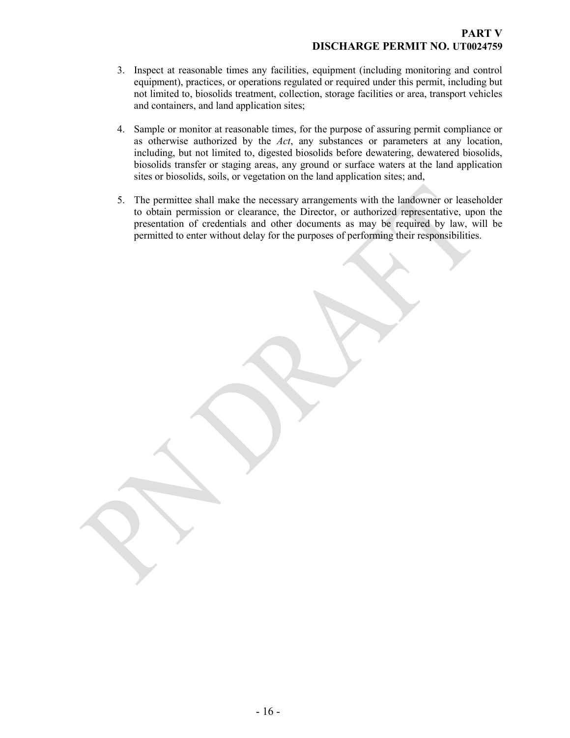3. Inspect at reasonable times any facilities, equipment (including monitoring and control equipment), practices, or operations regulated or required under this permit, including but not limited to, biosolids treatment, collection, storage facilities or area, transport vehicles and containers, and land application sites;

4. Sample or monitor at reasonable times, for the purpose of assuring permit compliance or as otherwise authorized by the *Act*, any substances or parameters at any location, including, but not limited to, digested biosolids before dewatering, dewatered biosolids, biosolids transfer or staging areas, any ground or surface waters at the land application sites or biosolids, soils, or vegetation on the land application sites; and,

5. The permittee shall make the necessary arrangements with the landowner or leaseholder to obtain permission or clearance, the Director, or authorized representative, upon the presentation of credentials and other documents as may be required by law, will be permitted to enter without delay for the purposes of performing their responsibilities.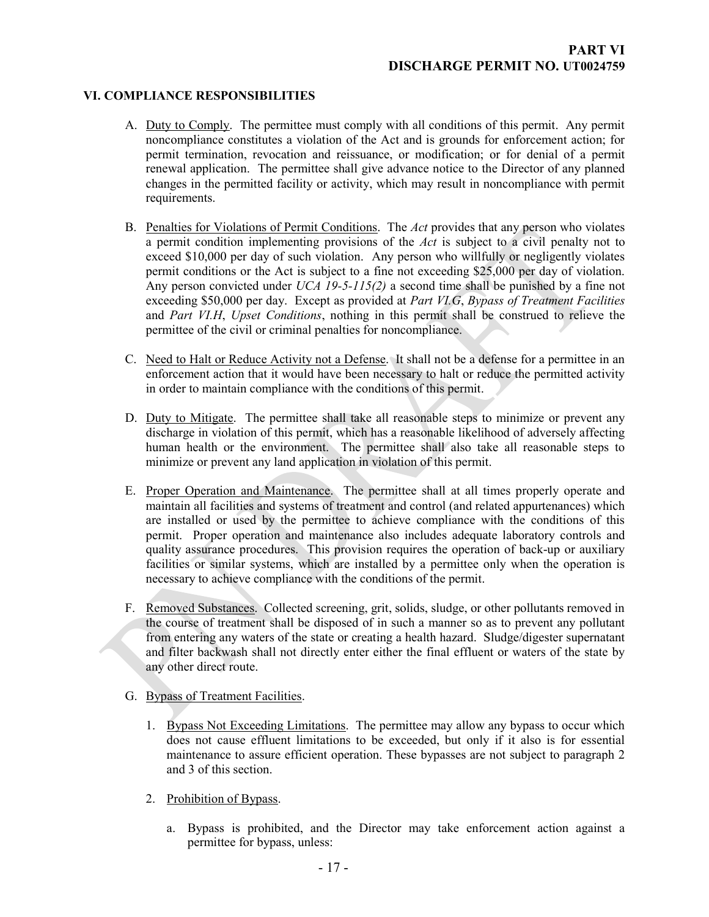## VI. COMPLIANCE RESPONSIBILITIES

A. Duty to Comply. The permittee must comply with all conditions of this permit. Any permit noncompliance constitutes a violation of the Act and is grounds for enforcement action; for permit termination, revocation and reissuance, or modification; or for denial of a permit renewal application. The permittee shall give advance notice to the Director of any planned changes in the permitted facility or activity, which may result in noncompliance with permit requirements.

B. Penalties for Violations of Permit Conditions. The *Act* provides that any person who violates a permit condition implementing provisions of the *Act* is subject to a civil penalty not to exceed $10,000 per day of such violation. Any person who willfully or negligently violates permit conditions or the Act is subject to a fine not exceeding $25,000 per day of violation. Any person convicted under *UCA 19-5-115(2)* a second time shall be punished by a fine not exceeding $50,000 per day. Except as provided at *Part VI.G*, *Bypass of Treatment Facilities* and *Part VI.H*, *Upset Conditions*, nothing in this permit shall be construed to relieve the permittee of the civil or criminal penalties for noncompliance.

C. Need to Halt or Reduce Activity not a Defense. It shall not be a defense for a permittee in an enforcement action that it would have been necessary to halt or reduce the permitted activity in order to maintain compliance with the conditions of this permit.

D. Duty to Mitigate. The permittee shall take all reasonable steps to minimize or prevent any discharge in violation of this permit, which has a reasonable likelihood of adversely affecting human health or the environment. The permittee shall also take all reasonable steps to minimize or prevent any land application in violation of this permit.

E. Proper Operation and Maintenance. The permittee shall at all times properly operate and maintain all facilities and systems of treatment and control (and related appurtenances) which are installed or used by the permittee to achieve compliance with the conditions of this permit. Proper operation and maintenance also includes adequate laboratory controls and quality assurance procedures. This provision requires the operation of back-up or auxiliary facilities or similar systems, which are installed by a permittee only when the operation is necessary to achieve compliance with the conditions of the permit.

F. Removed Substances. Collected screening, grit, solids, sludge, or other pollutants removed in the course of treatment shall be disposed of in such a manner so as to prevent any pollutant from entering any waters of the state or creating a health hazard. Sludge/digester supernatant and filter backwash shall not directly enter either the final effluent or waters of the state by any other direct route.

G. Bypass of Treatment Facilities.

1. Bypass Not Exceeding Limitations. The permittee may allow any bypass to occur which does not cause effluent limitations to be exceeded, but only if it also is for essential maintenance to assure efficient operation. These bypasses are not subject to paragraph 2 and 3 of this section.

2. Prohibition of Bypass.

   a. Bypass is prohibited, and the Director may take enforcement action against a permittee for bypass, unless: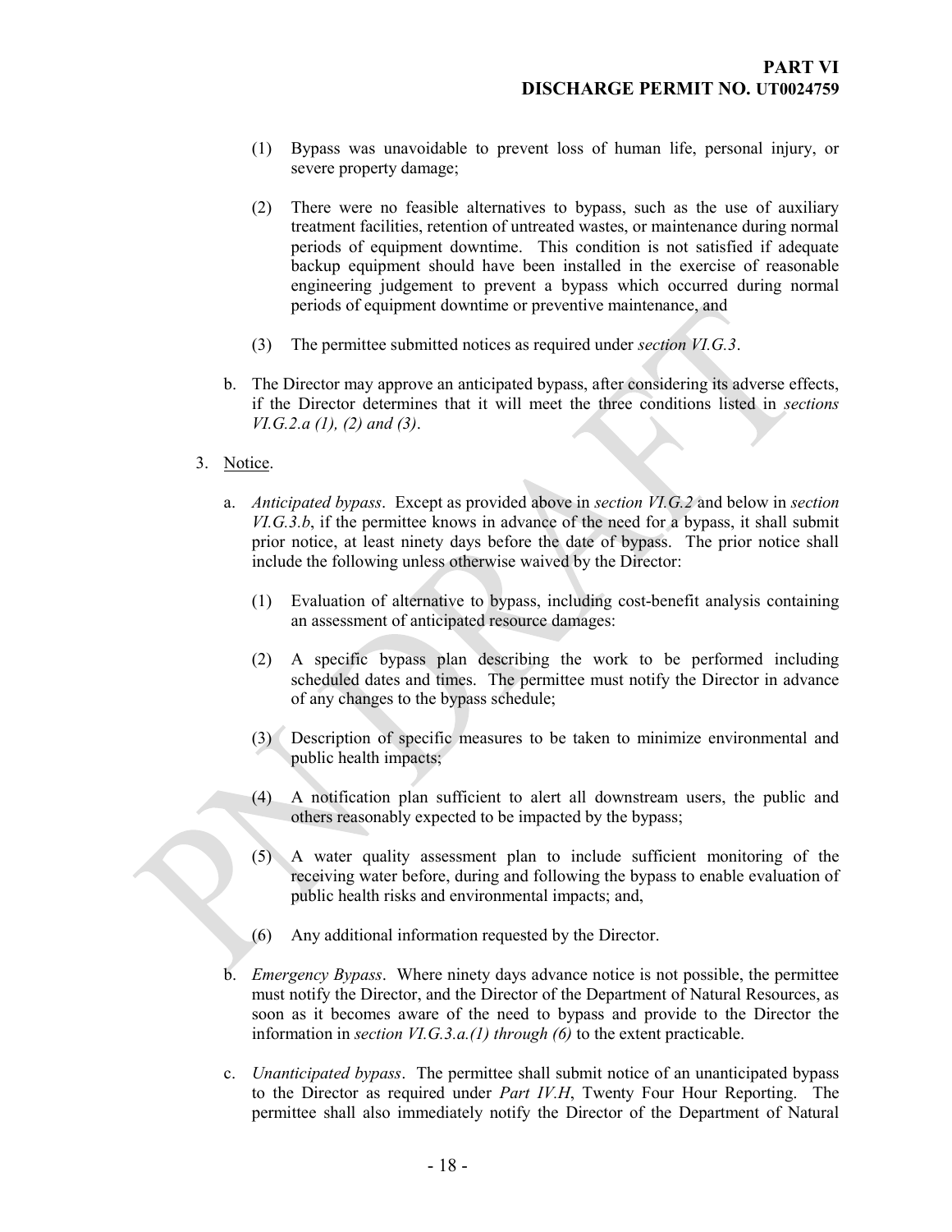(1) Bypass was unavoidable to prevent loss of human life, personal injury, or severe property damage;

(2) There were no feasible alternatives to bypass, such as the use of auxiliary treatment facilities, retention of untreated wastes, or maintenance during normal periods of equipment downtime. This condition is not satisfied if adequate backup equipment should have been installed in the exercise of reasonable engineering judgement to prevent a bypass which occurred during normal periods of equipment downtime or preventive maintenance, and

(3) The permittee submitted notices as required under *section VI.G.3*.

b. The Director may approve an anticipated bypass, after considering its adverse effects, if the Director determines that it will meet the three conditions listed in *sections VI.G.2.a (1), (2) and (3)*.

3. Notice.

a. *Anticipated bypass*. Except as provided above in *section VI.G.2* and below in *section VI.G.3.b*, if the permittee knows in advance of the need for a bypass, it shall submit prior notice, at least ninety days before the date of bypass. The prior notice shall include the following unless otherwise waived by the Director:

(1) Evaluation of alternative to bypass, including cost-benefit analysis containing an assessment of anticipated resource damages:

(2) A specific bypass plan describing the work to be performed including scheduled dates and times. The permittee must notify the Director in advance of any changes to the bypass schedule;

(3) Description of specific measures to be taken to minimize environmental and public health impacts;

(4) A notification plan sufficient to alert all downstream users, the public and others reasonably expected to be impacted by the bypass;

(5) A water quality assessment plan to include sufficient monitoring of the receiving water before, during and following the bypass to enable evaluation of public health risks and environmental impacts; and,

(6) Any additional information requested by the Director.

b. *Emergency Bypass*. Where ninety days advance notice is not possible, the permittee must notify the Director, and the Director of the Department of Natural Resources, as soon as it becomes aware of the need to bypass and provide to the Director the information in *section VI.G.3.a.(1) through (6)* to the extent practicable.

c. *Unanticipated bypass*. The permittee shall submit notice of an unanticipated bypass to the Director as required under *Part IV.H*, Twenty Four Hour Reporting. The permittee shall also immediately notify the Director of the Department of Natural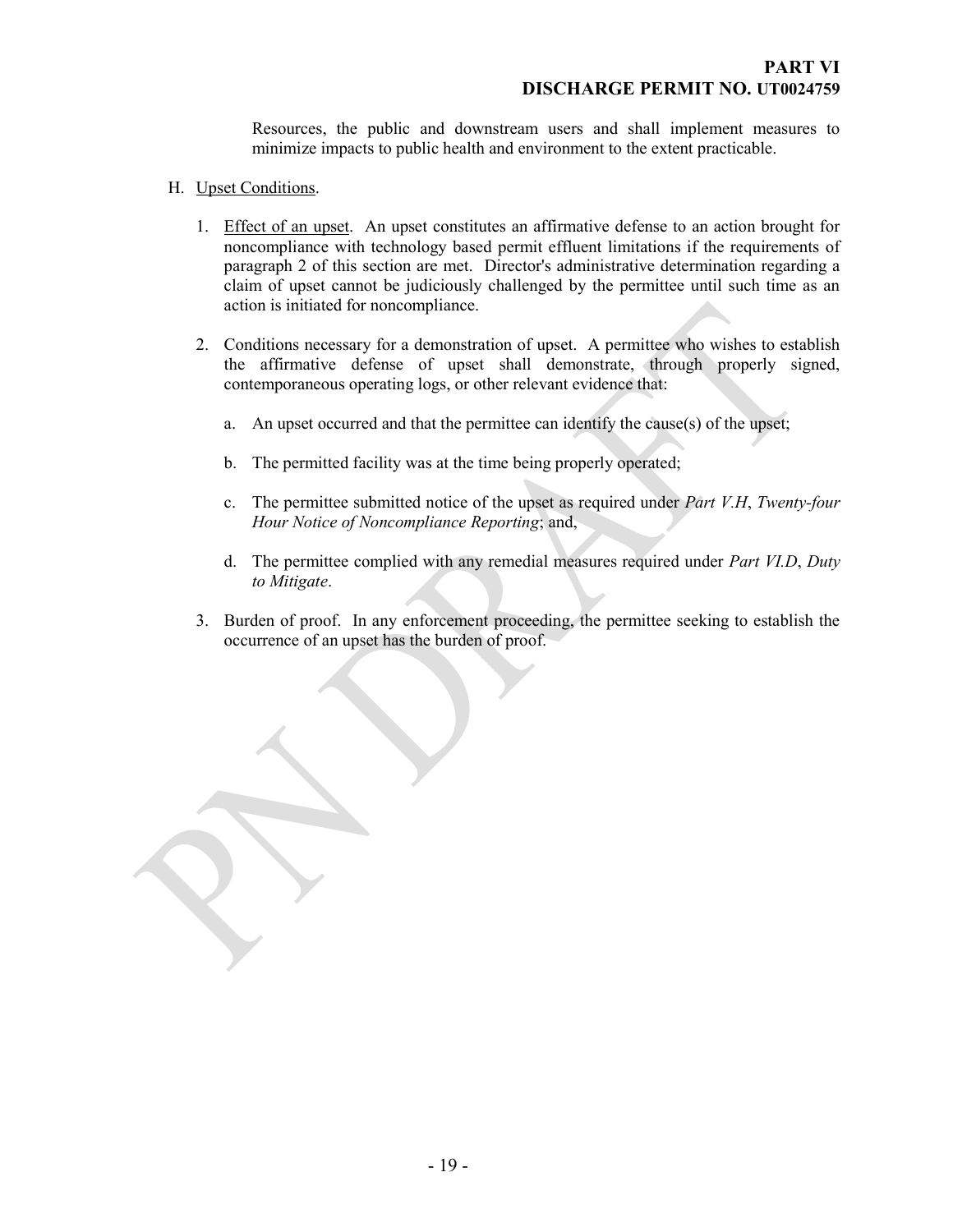Resources, the public and downstream users and shall implement measures to minimize impacts to public health and environment to the extent practicable.

H. Upset Conditions.

1. Effect of an upset. An upset constitutes an affirmative defense to an action brought for noncompliance with technology based permit effluent limitations if the requirements of paragraph 2 of this section are met. Director's administrative determination regarding a claim of upset cannot be judiciously challenged by the permittee until such time as an action is initiated for noncompliance.

2. Conditions necessary for a demonstration of upset. A permittee who wishes to establish the affirmative defense of upset shall demonstrate, through properly signed, contemporaneous operating logs, or other relevant evidence that:

   a. An upset occurred and that the permittee can identify the cause(s) of the upset;

   b. The permitted facility was at the time being properly operated;

   c. The permittee submitted notice of the upset as required under *Part V.H*, *Twenty-four Hour Notice of Noncompliance Reporting*; and,

   d. The permittee complied with any remedial measures required under *Part VI.D*, *Duty to Mitigate*.

3. Burden of proof. In any enforcement proceeding, the permittee seeking to establish the occurrence of an upset has the burden of proof.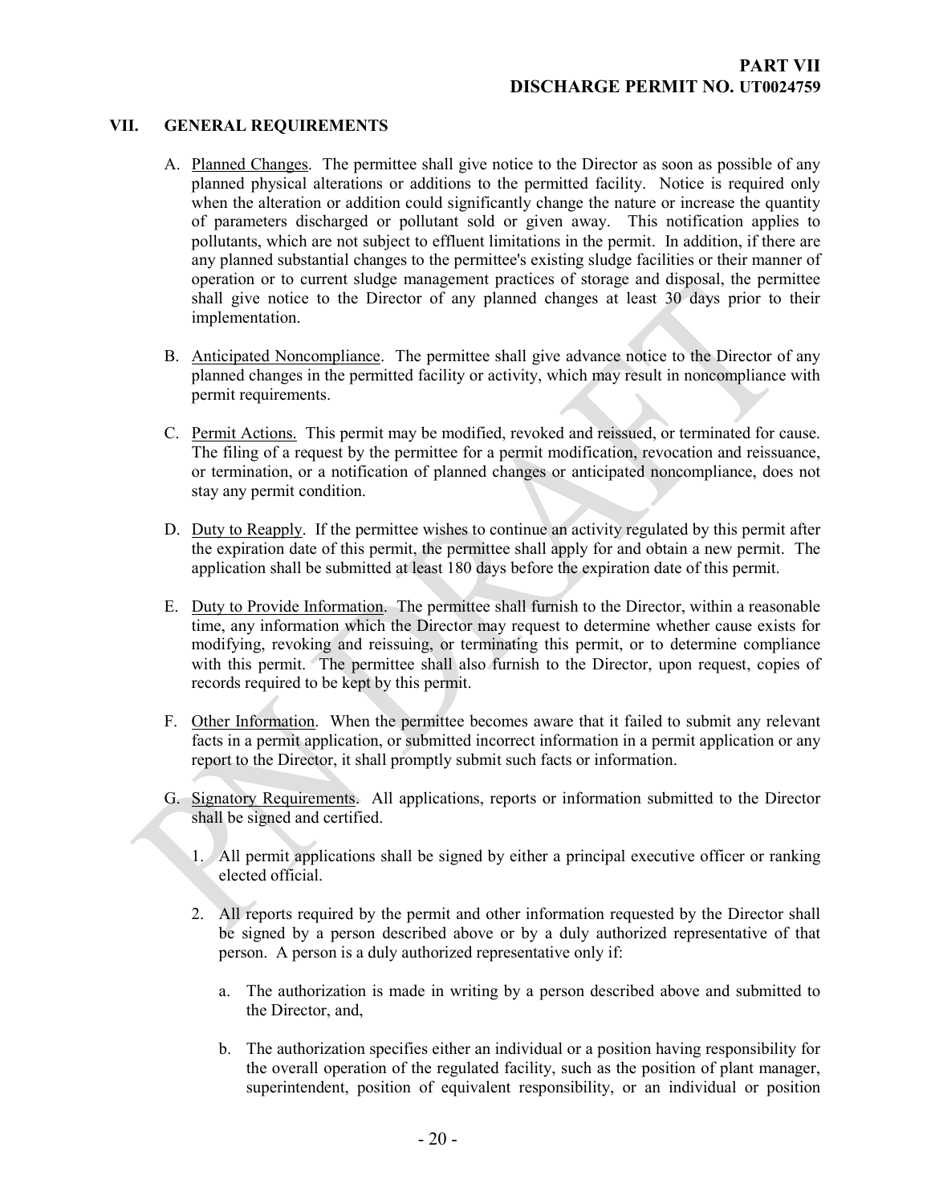## VII. GENERAL REQUIREMENTS

A. Planned Changes. The permittee shall give notice to the Director as soon as possible of any planned physical alterations or additions to the permitted facility. Notice is required only when the alteration or addition could significantly change the nature or increase the quantity of parameters discharged or pollutant sold or given away. This notification applies to pollutants, which are not subject to effluent limitations in the permit. In addition, if there are any planned substantial changes to the permittee's existing sludge facilities or their manner of operation or to current sludge management practices of storage and disposal, the permittee shall give notice to the Director of any planned changes at least 30 days prior to their implementation.

B. Anticipated Noncompliance. The permittee shall give advance notice to the Director of any planned changes in the permitted facility or activity, which may result in noncompliance with permit requirements.

C. Permit Actions. This permit may be modified, revoked and reissued, or terminated for cause. The filing of a request by the permittee for a permit modification, revocation and reissuance, or termination, or a notification of planned changes or anticipated noncompliance, does not stay any permit condition.

D. Duty to Reapply. If the permittee wishes to continue an activity regulated by this permit after the expiration date of this permit, the permittee shall apply for and obtain a new permit. The application shall be submitted at least 180 days before the expiration date of this permit.

E. Duty to Provide Information. The permittee shall furnish to the Director, within a reasonable time, any information which the Director may request to determine whether cause exists for modifying, revoking and reissuing, or terminating this permit, or to determine compliance with this permit. The permittee shall also furnish to the Director, upon request, copies of records required to be kept by this permit.

F. Other Information. When the permittee becomes aware that it failed to submit any relevant facts in a permit application, or submitted incorrect information in a permit application or any report to the Director, it shall promptly submit such facts or information.

G. Signatory Requirements. All applications, reports or information submitted to the Director shall be signed and certified.

1. All permit applications shall be signed by either a principal executive officer or ranking elected official.

2. All reports required by the permit and other information requested by the Director shall be signed by a person described above or by a duly authorized representative of that person. A person is a duly authorized representative only if:

   a. The authorization is made in writing by a person described above and submitted to the Director, and,

   b. The authorization specifies either an individual or a position having responsibility for the overall operation of the regulated facility, such as the position of plant manager, superintendent, position of equivalent responsibility, or an individual or position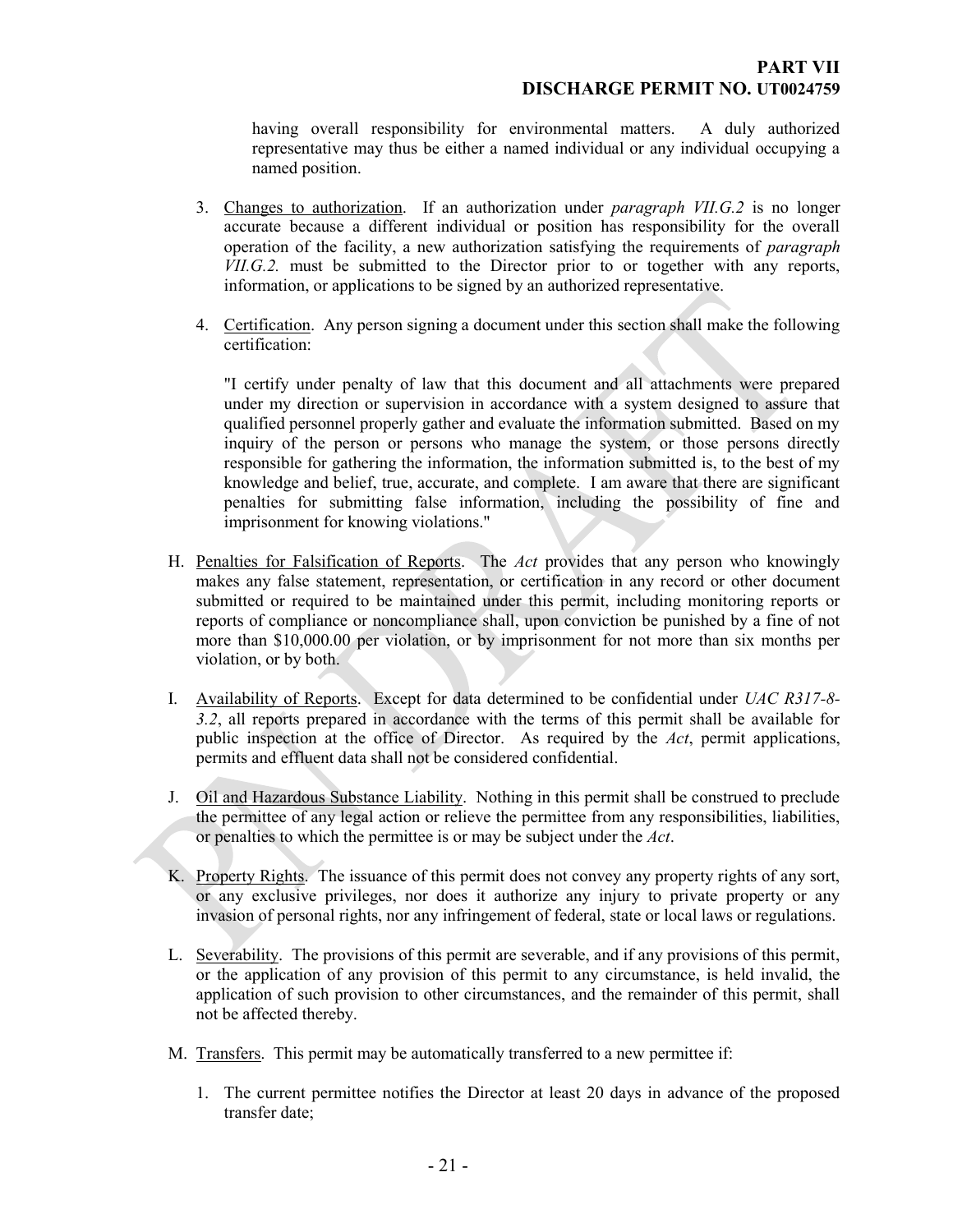having overall responsibility for environmental matters. A duly authorized representative may thus be either a named individual or any individual occupying a named position.

3. Changes to authorization. If an authorization under *paragraph VII.G.2* is no longer accurate because a different individual or position has responsibility for the overall operation of the facility, a new authorization satisfying the requirements of *paragraph VII.G.2.* must be submitted to the Director prior to or together with any reports, information, or applications to be signed by an authorized representative.

4. Certification. Any person signing a document under this section shall make the following certification:

   "I certify under penalty of law that this document and all attachments were prepared under my direction or supervision in accordance with a system designed to assure that qualified personnel properly gather and evaluate the information submitted. Based on my inquiry of the person or persons who manage the system, or those persons directly responsible for gathering the information, the information submitted is, to the best of my knowledge and belief, true, accurate, and complete. I am aware that there are significant penalties for submitting false information, including the possibility of fine and imprisonment for knowing violations."

H. Penalties for Falsification of Reports. The *Act* provides that any person who knowingly makes any false statement, representation, or certification in any record or other document submitted or required to be maintained under this permit, including monitoring reports or reports of compliance or noncompliance shall, upon conviction be punished by a fine of not more than $10,000.00 per violation, or by imprisonment for not more than six months per violation, or by both.

I. Availability of Reports. Except for data determined to be confidential under *UAC R317-8-3.2*, all reports prepared in accordance with the terms of this permit shall be available for public inspection at the office of Director. As required by the *Act*, permit applications, permits and effluent data shall not be considered confidential.

J. Oil and Hazardous Substance Liability. Nothing in this permit shall be construed to preclude the permittee of any legal action or relieve the permittee from any responsibilities, liabilities, or penalties to which the permittee is or may be subject under the *Act*.

K. Property Rights. The issuance of this permit does not convey any property rights of any sort, or any exclusive privileges, nor does it authorize any injury to private property or any invasion of personal rights, nor any infringement of federal, state or local laws or regulations.

L. Severability. The provisions of this permit are severable, and if any provisions of this permit, or the application of any provision of this permit to any circumstance, is held invalid, the application of such provision to other circumstances, and the remainder of this permit, shall not be affected thereby.

M. Transfers. This permit may be automatically transferred to a new permittee if:

1. The current permittee notifies the Director at least 20 days in advance of the proposed transfer date;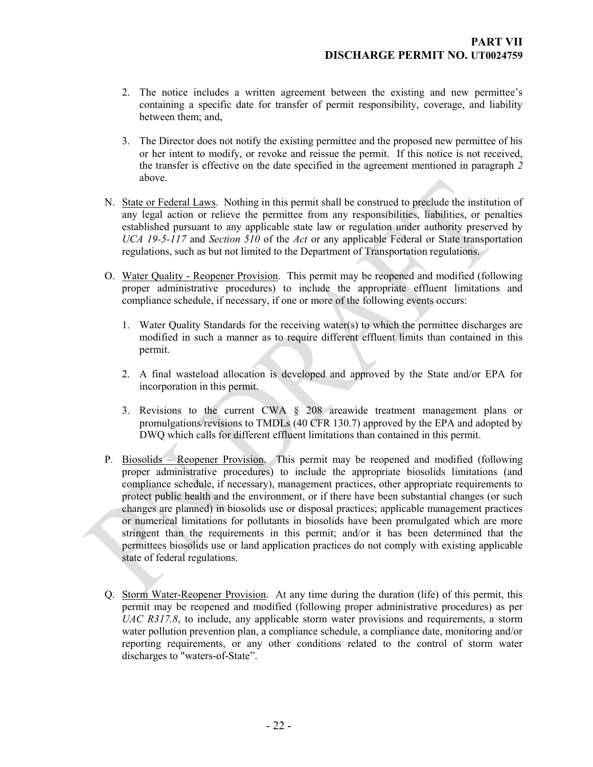2. The notice includes a written agreement between the existing and new permittee's containing a specific date for transfer of permit responsibility, coverage, and liability between them; and,

3. The Director does not notify the existing permittee and the proposed new permittee of his or her intent to modify, or revoke and reissue the permit. If this notice is not received, the transfer is effective on the date specified in the agreement mentioned in paragraph *2* above.

N. State or Federal Laws. Nothing in this permit shall be construed to preclude the institution of any legal action or relieve the permittee from any responsibilities, liabilities, or penalties established pursuant to any applicable state law or regulation under authority preserved by *UCA 19-5-117* and *Section 510* of the *Act* or any applicable Federal or State transportation regulations, such as but not limited to the Department of Transportation regulations.

O. Water Quality - Reopener Provision. This permit may be reopened and modified (following proper administrative procedures) to include the appropriate effluent limitations and compliance schedule, if necessary, if one or more of the following events occurs:

1. Water Quality Standards for the receiving water(s) to which the permittee discharges are modified in such a manner as to require different effluent limits than contained in this permit.

2. A final wasteload allocation is developed and approved by the State and/or EPA for incorporation in this permit.

3. Revisions to the current CWA § 208 areawide treatment management plans or promulgations/revisions to TMDLs (40 CFR 130.7) approved by the EPA and adopted by DWQ which calls for different effluent limitations than contained in this permit.

P. Biosolids – Reopener Provision. This permit may be reopened and modified (following proper administrative procedures) to include the appropriate biosolids limitations (and compliance schedule, if necessary), management practices, other appropriate requirements to protect public health and the environment, or if there have been substantial changes (or such changes are planned) in biosolids use or disposal practices; applicable management practices or numerical limitations for pollutants in biosolids have been promulgated which are more stringent than the requirements in this permit; and/or it has been determined that the permittees biosolids use or land application practices do not comply with existing applicable state of federal regulations.

Q. Storm Water-Reopener Provision. At any time during the duration (life) of this permit, this permit may be reopened and modified (following proper administrative procedures) as per *UAC R317.8*, to include, any applicable storm water provisions and requirements, a storm water pollution prevention plan, a compliance schedule, a compliance date, monitoring and/or reporting requirements, or any other conditions related to the control of storm water discharges to "waters-of-State".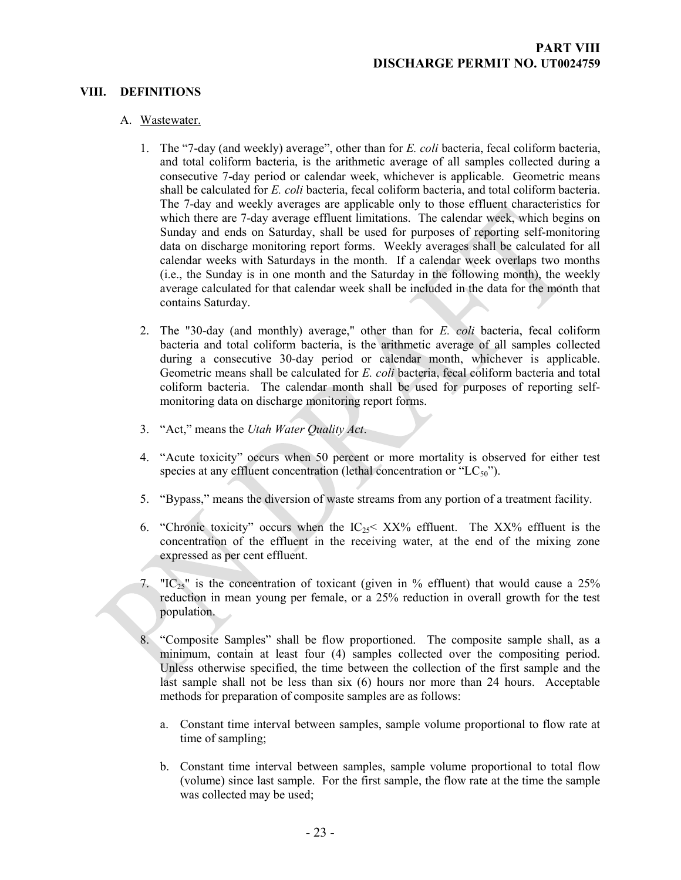## VIII. DEFINITIONS

### A. Wastewater.

1. The "7-day (and weekly) average", other than for *E. coli* bacteria, fecal coliform bacteria, and total coliform bacteria, is the arithmetic average of all samples collected during a consecutive 7-day period or calendar week, whichever is applicable. Geometric means shall be calculated for *E. coli* bacteria, fecal coliform bacteria, and total coliform bacteria. The 7-day and weekly averages are applicable only to those effluent characteristics for which there are 7-day average effluent limitations. The calendar week, which begins on Sunday and ends on Saturday, shall be used for purposes of reporting self-monitoring data on discharge monitoring report forms. Weekly averages shall be calculated for all calendar weeks with Saturdays in the month. If a calendar week overlaps two months (i.e., the Sunday is in one month and the Saturday in the following month), the weekly average calculated for that calendar week shall be included in the data for the month that contains Saturday.

2. The "30-day (and monthly) average," other than for *E. coli* bacteria, fecal coliform bacteria and total coliform bacteria, is the arithmetic average of all samples collected during a consecutive 30-day period or calendar month, whichever is applicable. Geometric means shall be calculated for *E. coli* bacteria, fecal coliform bacteria and total coliform bacteria. The calendar month shall be used for purposes of reporting self-monitoring data on discharge monitoring report forms.

3. "Act," means the *Utah Water Quality Act*.

4. "Acute toxicity" occurs when 50 percent or more mortality is observed for either test species at any effluent concentration (lethal concentration or "$LC_{50}$").

5. "Bypass," means the diversion of waste streams from any portion of a treatment facility.

6. "Chronic toxicity" occurs when the $IC_{25} <$ XX% effluent. The XX% effluent is the concentration of the effluent in the receiving water, at the end of the mixing zone expressed as per cent effluent.

7. "$IC_{25}$" is the concentration of toxicant (given in % effluent) that would cause a 25% reduction in mean young per female, or a 25% reduction in overall growth for the test population.

8. "Composite Samples" shall be flow proportioned. The composite sample shall, as a minimum, contain at least four (4) samples collected over the compositing period. Unless otherwise specified, the time between the collection of the first sample and the last sample shall not be less than six (6) hours nor more than 24 hours. Acceptable methods for preparation of composite samples are as follows:

   a. Constant time interval between samples, sample volume proportional to flow rate at time of sampling;

   b. Constant time interval between samples, sample volume proportional to total flow (volume) since last sample. For the first sample, the flow rate at the time the sample was collected may be used;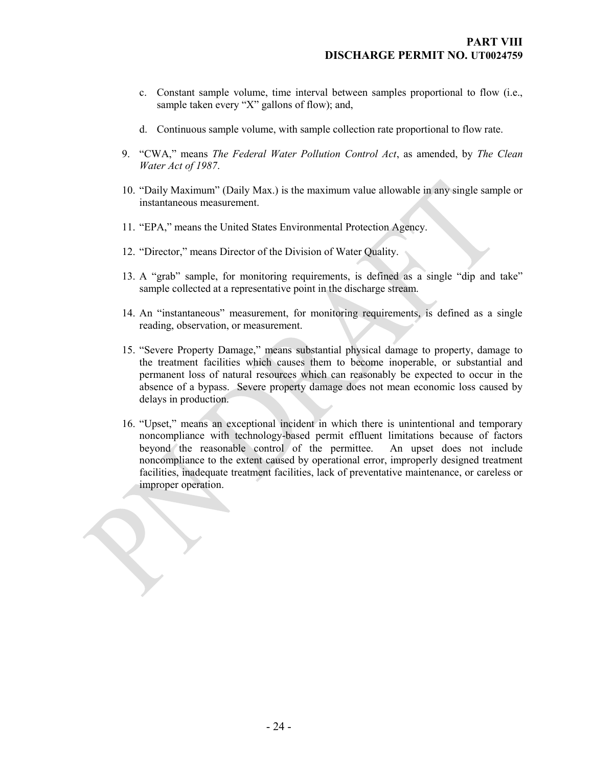c. Constant sample volume, time interval between samples proportional to flow (i.e., sample taken every "X" gallons of flow); and,

d. Continuous sample volume, with sample collection rate proportional to flow rate.

9. "CWA," means *The Federal Water Pollution Control Act*, as amended, by *The Clean Water Act of 1987*.

10. "Daily Maximum" (Daily Max.) is the maximum value allowable in any single sample or instantaneous measurement.

11. "EPA," means the United States Environmental Protection Agency.

12. "Director," means Director of the Division of Water Quality.

13. A "grab" sample, for monitoring requirements, is defined as a single "dip and take" sample collected at a representative point in the discharge stream.

14. An "instantaneous" measurement, for monitoring requirements, is defined as a single reading, observation, or measurement.

15. "Severe Property Damage," means substantial physical damage to property, damage to the treatment facilities which causes them to become inoperable, or substantial and permanent loss of natural resources which can reasonably be expected to occur in the absence of a bypass. Severe property damage does not mean economic loss caused by delays in production.

16. "Upset," means an exceptional incident in which there is unintentional and temporary noncompliance with technology-based permit effluent limitations because of factors beyond the reasonable control of the permittee. An upset does not include noncompliance to the extent caused by operational error, improperly designed treatment facilities, inadequate treatment facilities, lack of preventative maintenance, or careless or improper operation.